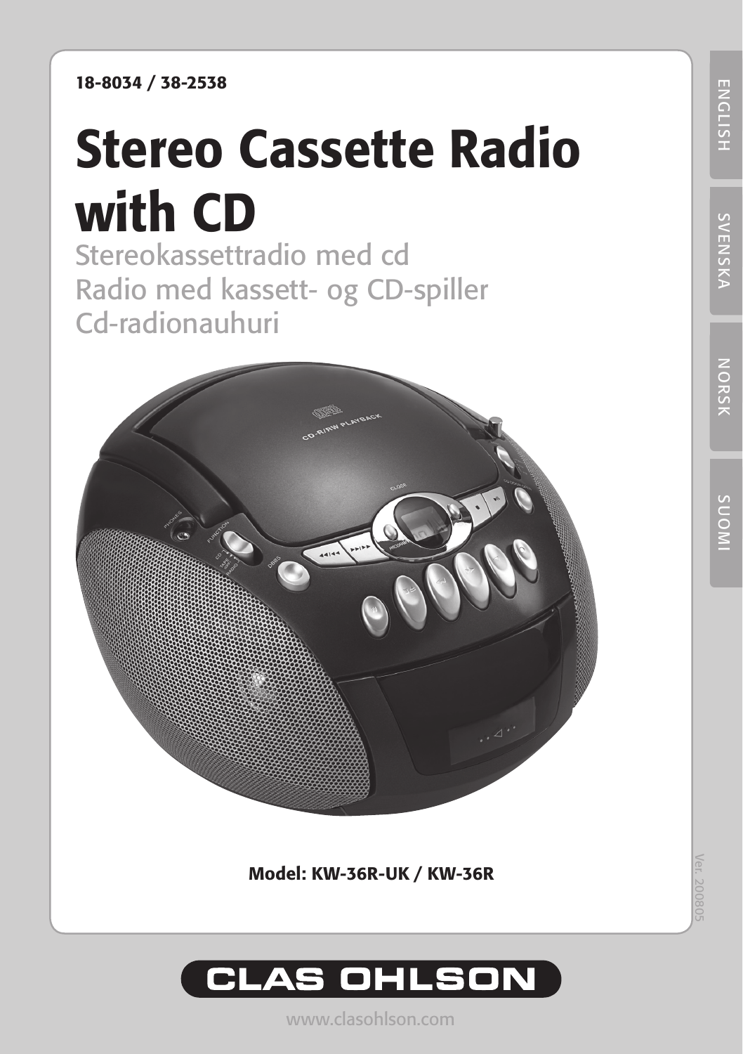18-8034 / 38-2538

# Stereo Cassette Radio with CD

Stereokassettradio med cd
Radio med kassett- og CD-spiller
Cd-radionauhuri

**Model: KW-36R-UK / KW-36R**

ENGLISH | SVENSKA | NORSK | SUOMI

Ver. 200805

CLAS OHLSON

www.clasohlson.com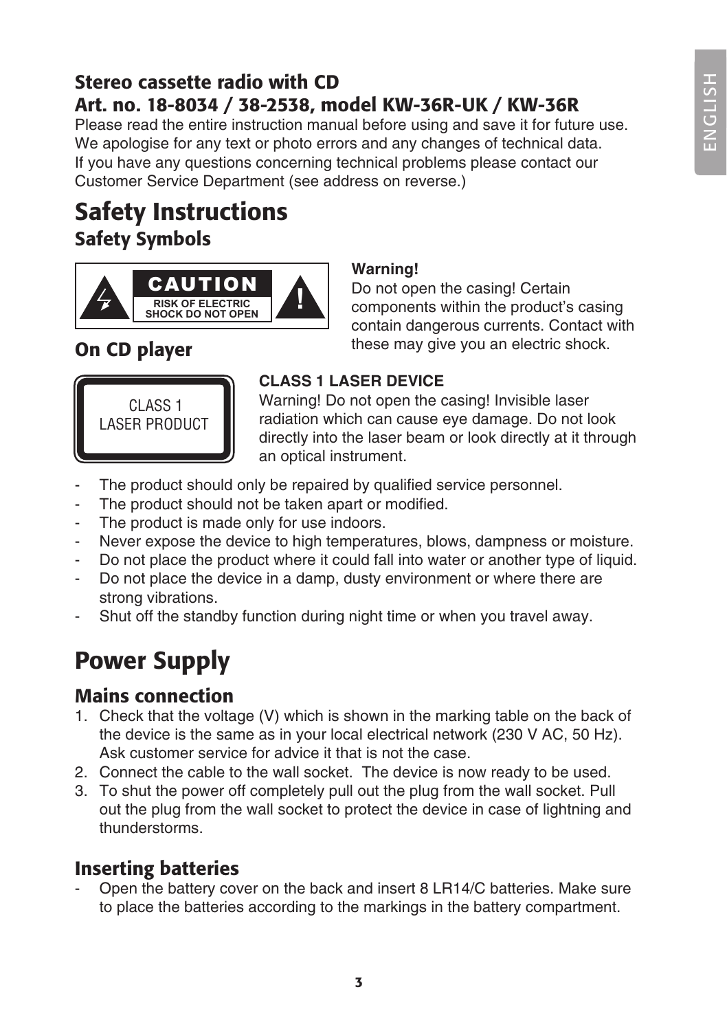## Stereo cassette radio with CD
## Art. no. 18-8034 / 38-2538, model KW-36R-UK / KW-36R

Please read the entire instruction manual before using and save it for future use. We apologise for any text or photo errors and any changes of technical data. If you have any questions concerning technical problems please contact our Customer Service Department (see address on reverse.)

# Safety Instructions

## Safety Symbols

CAUTION
RISK OF ELECTRIC SHOCK DO NOT OPEN

**Warning!**
Do not open the casing! Certain components within the product's casing contain dangerous currents. Contact with these may give you an electric shock.

## On CD player

CLASS 1
LASER PRODUCT

**CLASS 1 LASER DEVICE**
Warning! Do not open the casing! Invisible laser radiation which can cause eye damage. Do not look directly into the laser beam or look directly at it through an optical instrument.

- The product should only be repaired by qualified service personnel.
- The product should not be taken apart or modified.
- The product is made only for use indoors.
- Never expose the device to high temperatures, blows, dampness or moisture.
- Do not place the product where it could fall into water or another type of liquid.
- Do not place the device in a damp, dusty environment or where there are strong vibrations.
- Shut off the standby function during night time or when you travel away.

# Power Supply

## Mains connection

1. Check that the voltage (V) which is shown in the marking table on the back of the device is the same as in your local electrical network (230 V AC, 50 Hz). Ask customer service for advice it that is not the case.
2. Connect the cable to the wall socket. The device is now ready to be used.
3. To shut the power off completely pull out the plug from the wall socket. Pull out the plug from the wall socket to protect the device in case of lightning and thunderstorms.

## Inserting batteries

- Open the battery cover on the back and insert 8 LR14/C batteries. Make sure to place the batteries according to the markings in the battery compartment.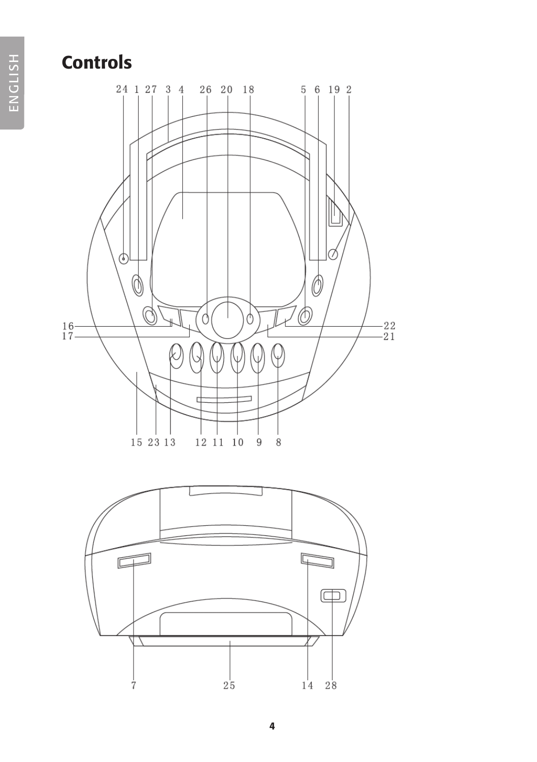# Controls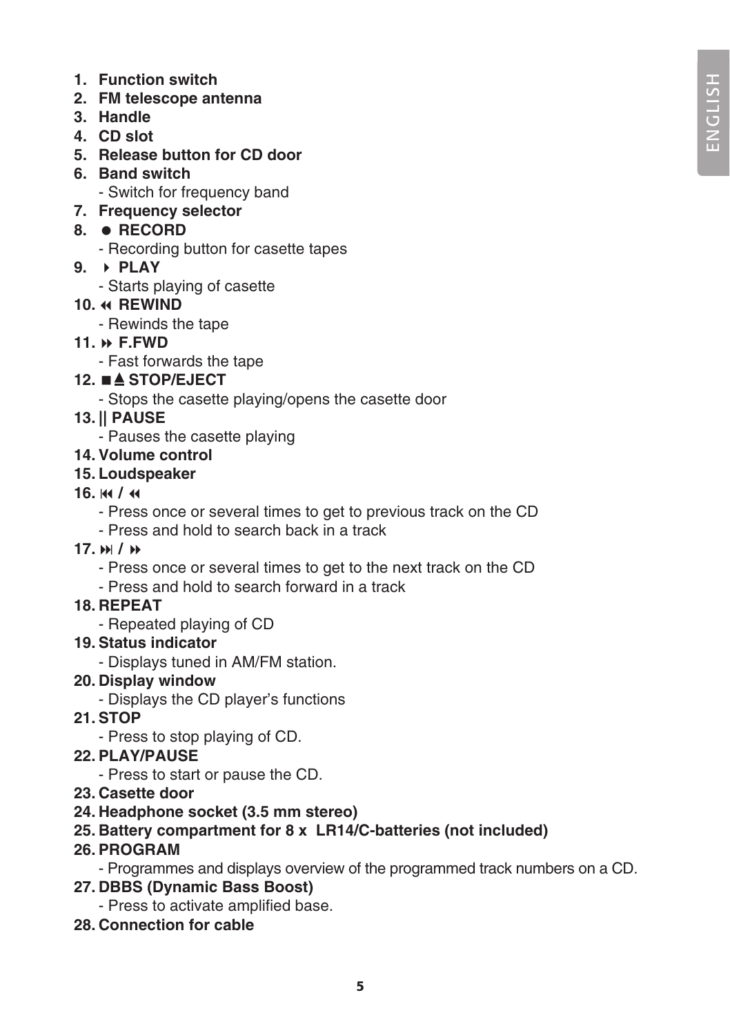1. **Function switch**
2. **FM telescope antenna**
3. **Handle**
4. **CD slot**
5. **Release button for CD door**
6. **Band switch**
   - Switch for frequency band
7. **Frequency selector**
8. **● RECORD**
   - Recording button for casette tapes
9. **▸ PLAY**
   - Starts playing of casette
10. **◂◂ REWIND**
    - Rewinds the tape
11. **▸▸ F.FWD**
    - Fast forwards the tape
12. **■≜ STOP/EJECT**
    - Stops the casette playing/opens the casette door
13. **|| PAUSE**
    - Pauses the casette playing
14. **Volume control**
15. **Loudspeaker**
16. **⏮ / ◂◂**
    - Press once or several times to get to previous track on the CD
    - Press and hold to search back in a track
17. **⏭ / ▸▸**
    - Press once or several times to get to the next track on the CD
    - Press and hold to search forward in a track
18. **REPEAT**
    - Repeated playing of CD
19. **Status indicator**
    - Displays tuned in AM/FM station.
20. **Display window**
    - Displays the CD player's functions
21. **STOP**
    - Press to stop playing of CD.
22. **PLAY/PAUSE**
    - Press to start or pause the CD.
23. **Casette door**
24. **Headphone socket (3.5 mm stereo)**
25. **Battery compartment for 8 x LR14/C-batteries (not included)**
26. **PROGRAM**
    - Programmes and displays overview of the programmed track numbers on a CD.
27. **DBBS (Dynamic Bass Boost)**
    - Press to activate amplified base.
28. **Connection for cable**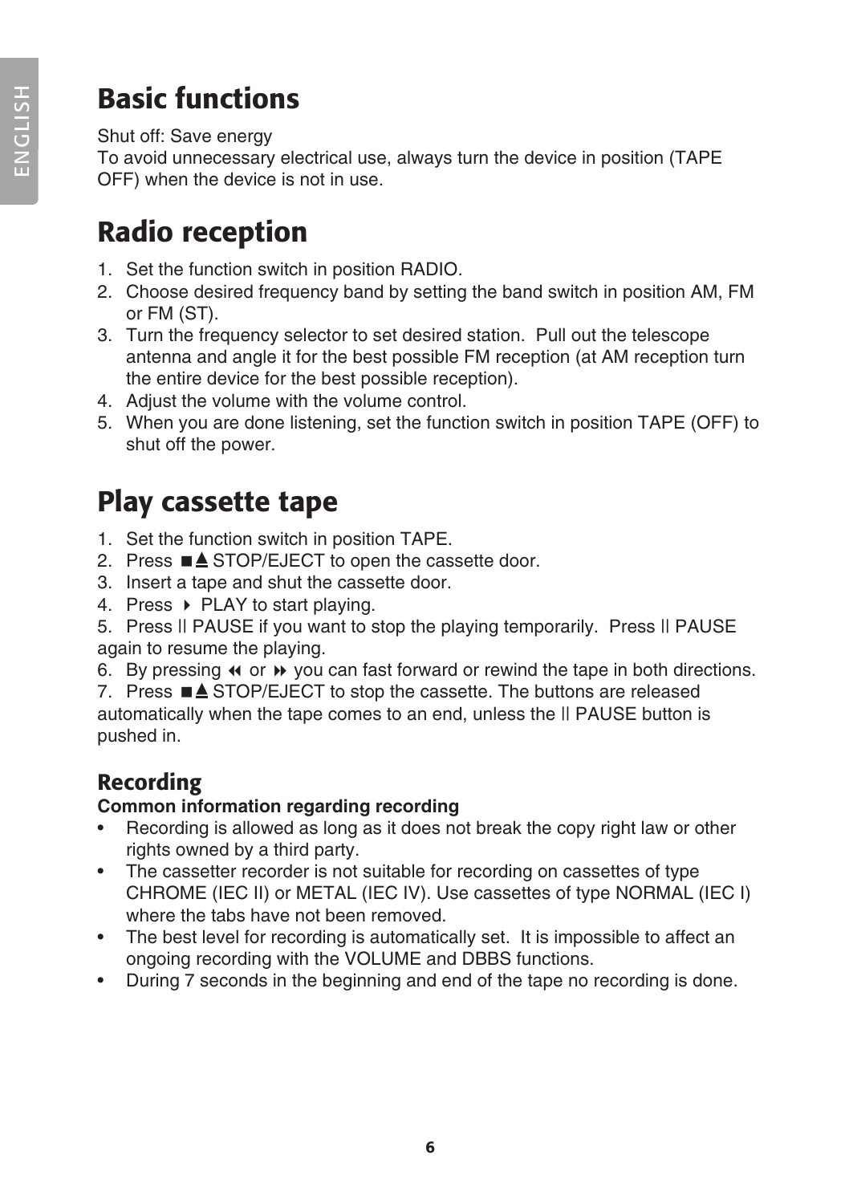# Basic functions

Shut off: Save energy
To avoid unnecessary electrical use, always turn the device in position (TAPE OFF) when the device is not in use.

# Radio reception

1. Set the function switch in position RADIO.
2. Choose desired frequency band by setting the band switch in position AM, FM or FM (ST).
3. Turn the frequency selector to set desired station. Pull out the telescope antenna and angle it for the best possible FM reception (at AM reception turn the entire device for the best possible reception).
4. Adjust the volume with the volume control.
5. When you are done listening, set the function switch in position TAPE (OFF) to shut off the power.

# Play cassette tape

1. Set the function switch in position TAPE.
2. Press ■▲ STOP/EJECT to open the cassette door.
3. Insert a tape and shut the cassette door.
4. Press ▶ PLAY to start playing.
5. Press II PAUSE if you want to stop the playing temporarily. Press II PAUSE again to resume the playing.
6. By pressing ◀◀ or ▶▶ you can fast forward or rewind the tape in both directions.
7. Press ■▲ STOP/EJECT to stop the cassette. The buttons are released automatically when the tape comes to an end, unless the II PAUSE button is pushed in.

## Recording

**Common information regarding recording**

- Recording is allowed as long as it does not break the copy right law or other rights owned by a third party.
- The cassetter recorder is not suitable for recording on cassettes of type CHROME (IEC II) or METAL (IEC IV). Use cassettes of type NORMAL (IEC I) where the tabs have not been removed.
- The best level for recording is automatically set. It is impossible to affect an ongoing recording with the VOLUME and DBBS functions.
- During 7 seconds in the beginning and end of the tape no recording is done.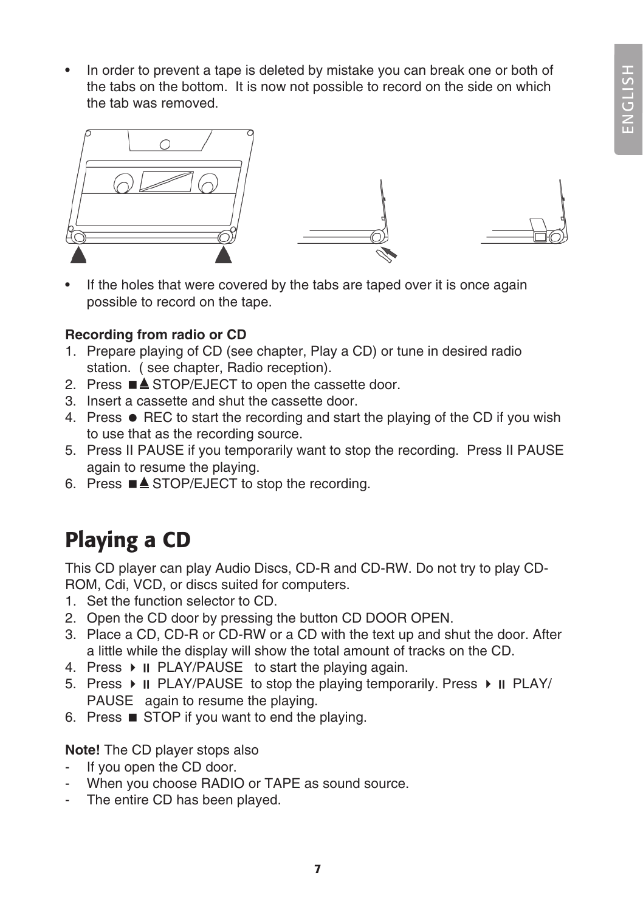- In order to prevent a tape is deleted by mistake you can break one or both of the tabs on the bottom. It is now not possible to record on the side on which the tab was removed.

- If the holes that were covered by the tabs are taped over it is once again possible to record on the tape.

**Recording from radio or CD**

1. Prepare playing of CD (see chapter, Play a CD) or tune in desired radio station. ( see chapter, Radio reception).
2. Press ■▲ STOP/EJECT to open the cassette door.
3. Insert a cassette and shut the cassette door.
4. Press ● REC to start the recording and start the playing of the CD if you wish to use that as the recording source.
5. Press II PAUSE if you temporarily want to stop the recording. Press II PAUSE again to resume the playing.
6. Press ■▲ STOP/EJECT to stop the recording.

# Playing a CD

This CD player can play Audio Discs, CD-R and CD-RW. Do not try to play CD-ROM, Cdi, VCD, or discs suited for computers.

1. Set the function selector to CD.
2. Open the CD door by pressing the button CD DOOR OPEN.
3. Place a CD, CD-R or CD-RW or a CD with the text up and shut the door. After a little while the display will show the total amount of tracks on the CD.
4. Press ▶II PLAY/PAUSE to start the playing again.
5. Press ▶II PLAY/PAUSE to stop the playing temporarily. Press ▶II PLAY/PAUSE again to resume the playing.
6. Press ■ STOP if you want to end the playing.

**Note!** The CD player stops also

- If you open the CD door.
- When you choose RADIO or TAPE as sound source.
- The entire CD has been played.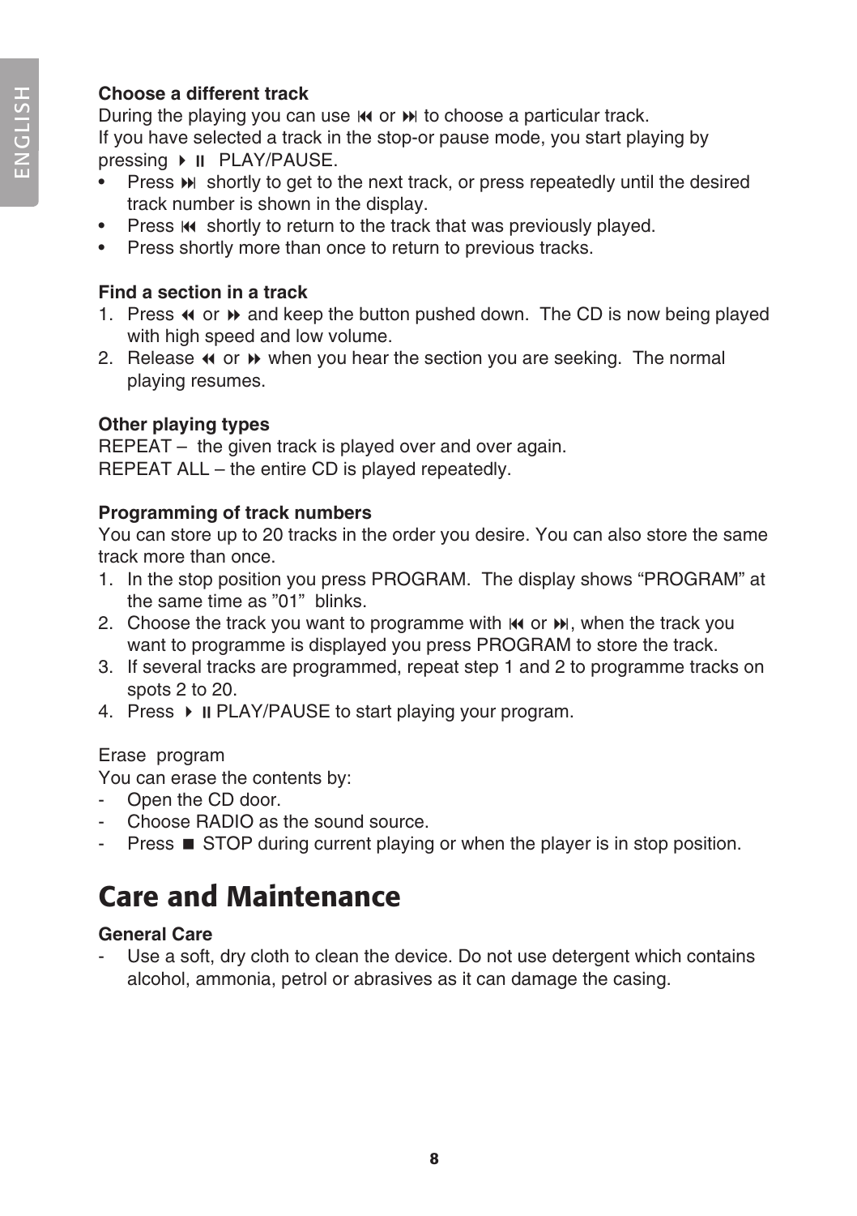**Choose a different track**

During the playing you can use ⏮ or ⏭ to choose a particular track.
If you have selected a track in the stop-or pause mode, you start playing by pressing ▶⏸ PLAY/PAUSE.

- Press ⏭ shortly to get to the next track, or press repeatedly until the desired track number is shown in the display.
- Press ⏮ shortly to return to the track that was previously played.
- Press shortly more than once to return to previous tracks.

**Find a section in a track**

1. Press ⏪ or ⏩ and keep the button pushed down. The CD is now being played with high speed and low volume.
2. Release ⏪ or ⏩ when you hear the section you are seeking. The normal playing resumes.

**Other playing types**

REPEAT – the given track is played over and over again.
REPEAT ALL – the entire CD is played repeatedly.

**Programming of track numbers**

You can store up to 20 tracks in the order you desire. You can also store the same track more than once.

1. In the stop position you press PROGRAM. The display shows “PROGRAM” at the same time as ”01” blinks.
2. Choose the track you want to programme with ⏮ or ⏭, when the track you want to programme is displayed you press PROGRAM to store the track.
3. If several tracks are programmed, repeat step 1 and 2 to programme tracks on spots 2 to 20.
4. Press ▶⏸ PLAY/PAUSE to start playing your program.

Erase program

You can erase the contents by:

- Open the CD door.
- Choose RADIO as the sound source.
- Press ■ STOP during current playing or when the player is in stop position.

# Care and Maintenance

**General Care**

- Use a soft, dry cloth to clean the device. Do not use detergent which contains alcohol, ammonia, petrol or abrasives as it can damage the casing.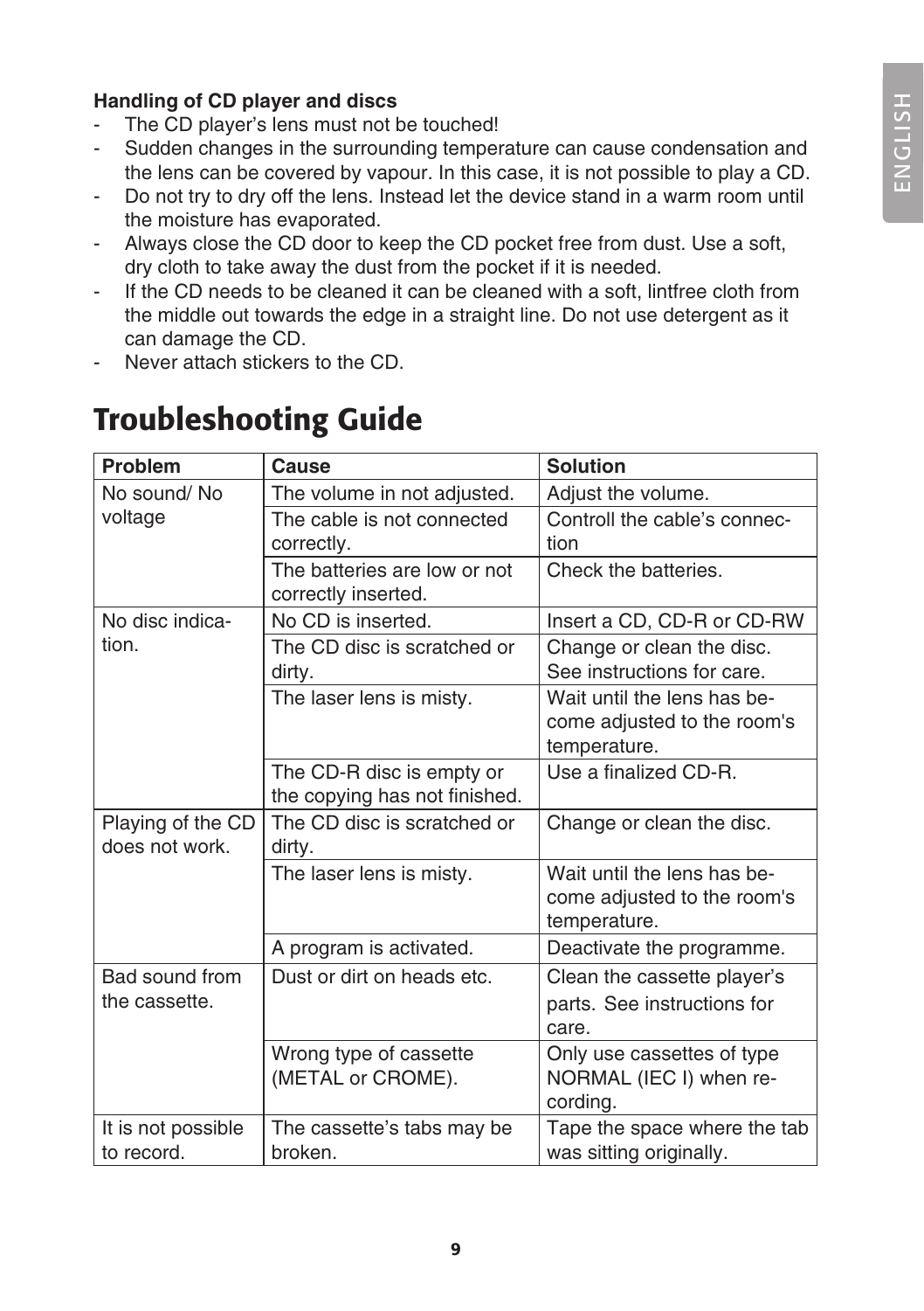**Handling of CD player and discs**

- The CD player's lens must not be touched!
- Sudden changes in the surrounding temperature can cause condensation and the lens can be covered by vapour. In this case, it is not possible to play a CD.
- Do not try to dry off the lens. Instead let the device stand in a warm room until the moisture has evaporated.
- Always close the CD door to keep the CD pocket free from dust. Use a soft, dry cloth to take away the dust from the pocket if it is needed.
- If the CD needs to be cleaned it can be cleaned with a soft, lintfree cloth from the middle out towards the edge in a straight line. Do not use detergent as it can damage the CD.
- Never attach stickers to the CD.

# Troubleshooting Guide

| Problem | Cause | Solution |
|---|---|---|
| No sound/ No voltage | The volume in not adjusted. | Adjust the volume. |
| | The cable is not connected correctly. | Controll the cable's connection |
| | The batteries are low or not correctly inserted. | Check the batteries. |
| No disc indication. | No CD is inserted. | Insert a CD, CD-R or CD-RW |
| | The CD disc is scratched or dirty. | Change or clean the disc. See instructions for care. |
| | The laser lens is misty. | Wait until the lens has become adjusted to the room's temperature. |
| | The CD-R disc is empty or the copying has not finished. | Use a finalized CD-R. |
| Playing of the CD does not work. | The CD disc is scratched or dirty. | Change or clean the disc. |
| | The laser lens is misty. | Wait until the lens has become adjusted to the room's temperature. |
| | A program is activated. | Deactivate the programme. |
| Bad sound from the cassette. | Dust or dirt on heads etc. | Clean the cassette player's parts. See instructions for care. |
| | Wrong type of cassette (METAL or CROME). | Only use cassettes of type NORMAL (IEC I) when recording. |
| It is not possible to record. | The cassette's tabs may be broken. | Tape the space where the tab was sitting originally. |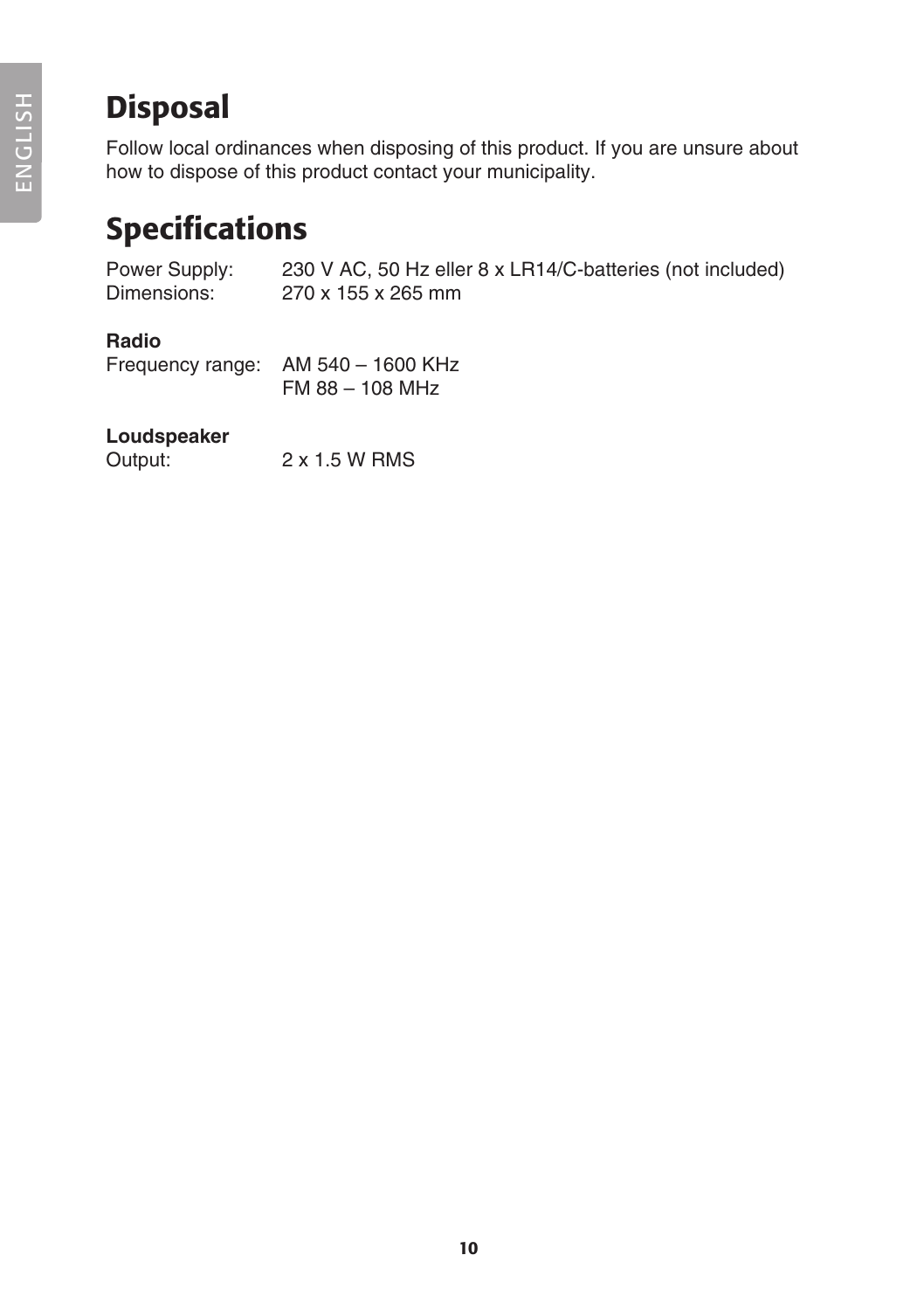## Disposal

Follow local ordinances when disposing of this product. If you are unsure about how to dispose of this product contact your municipality.

## Specifications

Power Supply: 230 V AC, 50 Hz eller 8 x LR14/C-batteries (not included)
Dimensions: 270 x 155 x 265 mm

**Radio**
Frequency range: AM 540 – 1600 KHz
FM 88 – 108 MHz

**Loudspeaker**
Output: 2 x 1.5 W RMS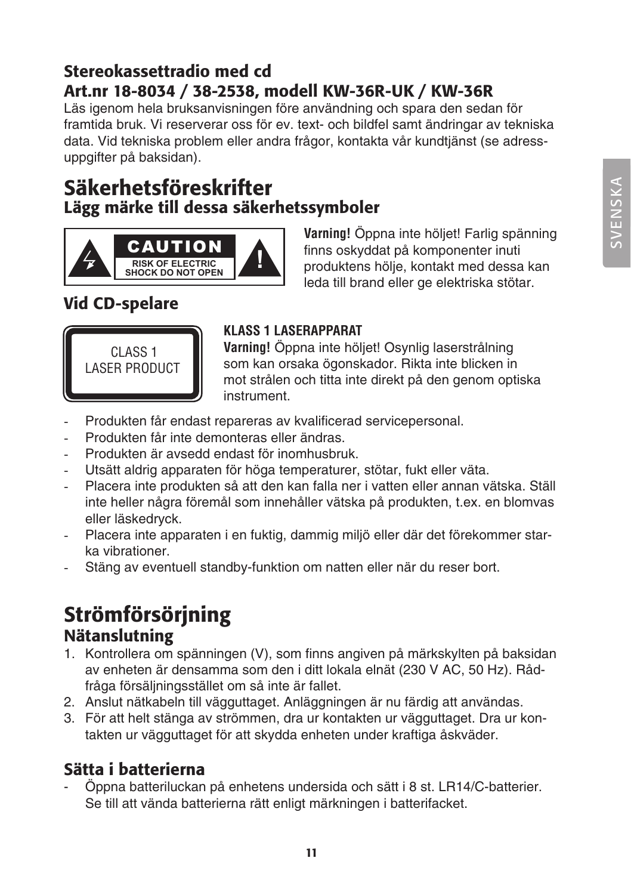## Stereokassettradio med cd
## Art.nr 18-8034 / 38-2538, modell KW-36R-UK / KW-36R

Läs igenom hela bruksanvisningen före användning och spara den sedan för framtida bruk. Vi reserverar oss för ev. text- och bildfel samt ändringar av tekniska data. Vid tekniska problem eller andra frågor, kontakta vår kundtjänst (se adress­uppgifter på baksidan).

# Säkerhetsföreskrifter

## Lägg märke till dessa säkerhetssymboler

CAUTION
RISK OF ELECTRIC SHOCK DO NOT OPEN

**Varning!** Öppna inte höljet! Farlig spänning finns oskyddat på komponenter inuti produktens hölje, kontakt med dessa kan leda till brand eller ge elektriska stötar.

## Vid CD-spelare

CLASS 1
LASER PRODUCT

**KLASS 1 LASERAPPARAT**

**Varning!** Öppna inte höljet! Osynlig laserstrålning som kan orsaka ögonskador. Rikta inte blicken in mot strålen och titta inte direkt på den genom optiska instrument.

- Produkten får endast repareras av kvalificerad servicepersonal.
- Produkten får inte demonteras eller ändras.
- Produkten är avsedd endast för inomhusbruk.
- Utsätt aldrig apparaten för höga temperaturer, stötar, fukt eller väta.
- Placera inte produkten så att den kan falla ner i vatten eller annan vätska. Ställ inte heller några föremål som innehåller vätska på produkten, t.ex. en blomvas eller läskedryck.
- Placera inte apparaten i en fuktig, dammig miljö eller där det förekommer starka vibrationer.
- Stäng av eventuell standby-funktion om natten eller när du reser bort.

# Strömförsörjning

## Nätanslutning

1. Kontrollera om spänningen (V), som finns angiven på märkskylten på baksidan av enheten är densamma som den i ditt lokala elnät (230 V AC, 50 Hz). Rådfråga försäljningsstället om så inte är fallet.
2. Anslut nätkabeln till vägguttaget. Anläggningen är nu färdig att användas.
3. För att helt stänga av strömmen, dra ur kontakten ur vägguttaget. Dra ur kontakten ur vägguttaget för att skydda enheten under kraftiga åskväder.

## Sätta i batterierna

- Öppna batteriluckan på enhetens undersida och sätt i 8 st. LR14/C-batterier. Se till att vända batterierna rätt enligt märkningen i batterifacket.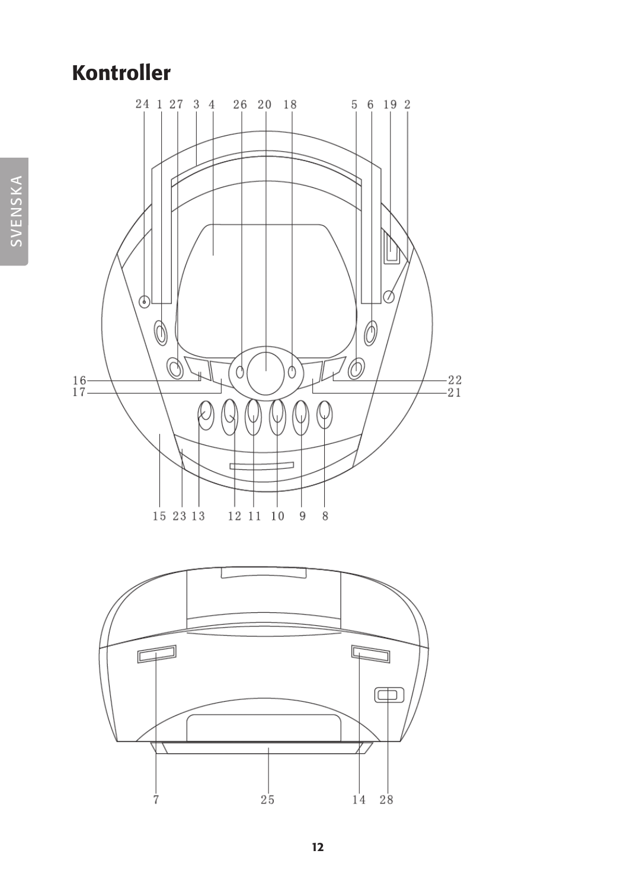# Kontroller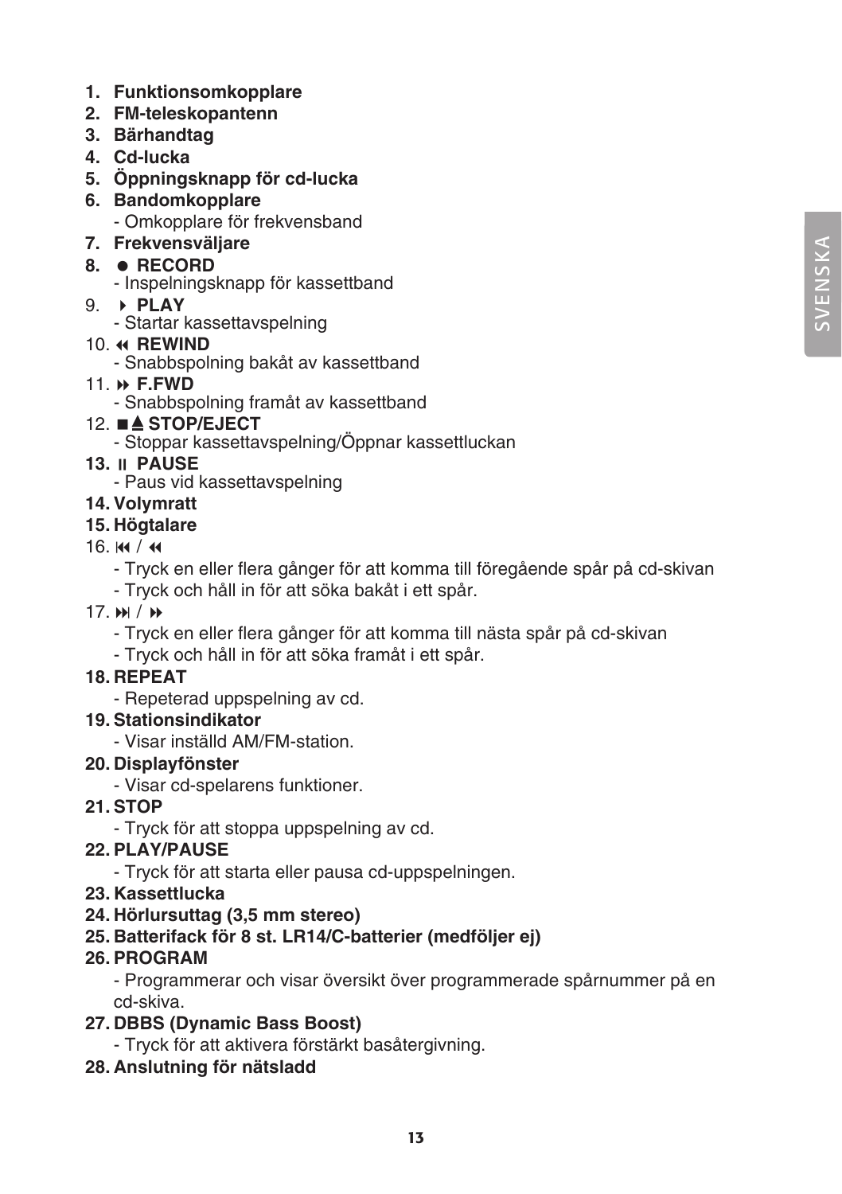1. **Funktionsomkopplare**
2. **FM-teleskopantenn**
3. **Bärhandtag**
4. **Cd-lucka**
5. **Öppningsknapp för cd-lucka**
6. **Bandomkopplare**
   - Omkopplare för frekvensband
7. **Frekvensväljare**
8. **● RECORD**
   - Inspelningsknapp för kassettband
9. **▶ PLAY**
   - Startar kassettavspelning
10. **◀◀ REWIND**
    - Snabbspolning bakåt av kassettband
11. **▶▶ F.FWD**
    - Snabbspolning framåt av kassettband
12. **■⏏ STOP/EJECT**
    - Stoppar kassettavspelning/Öppnar kassettluckan
13. **II PAUSE**
    - Paus vid kassettavspelning
14. **Volymratt**
15. **Högtalare**
16. ⏮ / ◀◀
    - Tryck en eller flera gånger för att komma till föregående spår på cd-skivan
    - Tryck och håll in för att söka bakåt i ett spår.
17. ⏭ / ▶▶
    - Tryck en eller flera gånger för att komma till nästa spår på cd-skivan
    - Tryck och håll in för att söka framåt i ett spår.
18. **REPEAT**
    - Repeterad uppspelning av cd.
19. **Stationsindikator**
    - Visar inställd AM/FM-station.
20. **Displayfönster**
    - Visar cd-spelarens funktioner.
21. **STOP**
    - Tryck för att stoppa uppspelning av cd.
22. **PLAY/PAUSE**
    - Tryck för att starta eller pausa cd-uppspelningen.
23. **Kassettlucka**
24. **Hörlursuttag (3,5 mm stereo)**
25. **Batterifack för 8 st. LR14/C-batterier (medföljer ej)**
26. **PROGRAM**
    - Programmerar och visar översikt över programmerade spårnummer på en cd-skiva.
27. **DBBS (Dynamic Bass Boost)**
    - Tryck för att aktivera förstärkt basåtergivning.
28. **Anslutning för nätsladd**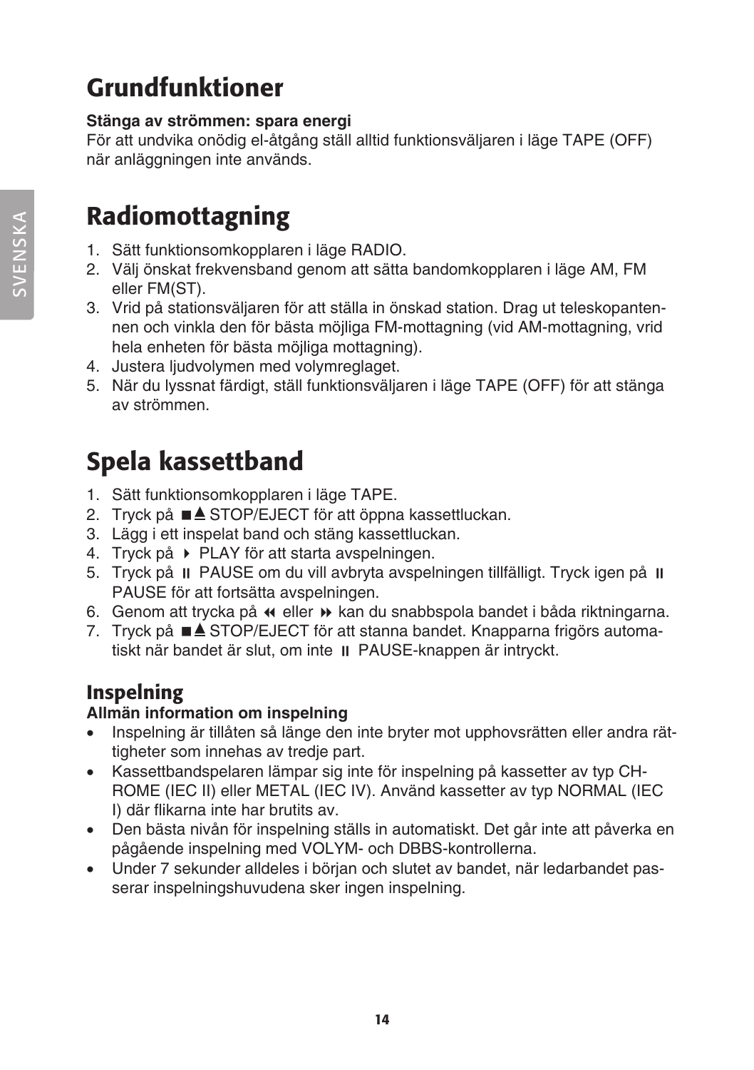# Grundfunktioner

**Stänga av strömmen: spara energi**
För att undvika onödig el-åtgång ställ alltid funktionsväljaren i läge TAPE (OFF) när anläggningen inte används.

# Radiomottagning

1. Sätt funktionsomkopplaren i läge RADIO.
2. Välj önskat frekvensband genom att sätta bandomkopplaren i läge AM, FM eller FM(ST).
3. Vrid på stationsväljaren för att ställa in önskad station. Drag ut teleskopantennen och vinkla den för bästa möjliga FM-mottagning (vid AM-mottagning, vrid hela enheten för bästa möjliga mottagning).
4. Justera ljudvolymen med volymreglaget.
5. När du lyssnat färdigt, ställ funktionsväljaren i läge TAPE (OFF) för att stänga av strömmen.

# Spela kassettband

1. Sätt funktionsomkopplaren i läge TAPE.
2. Tryck på ■▲ STOP/EJECT för att öppna kassettluckan.
3. Lägg i ett inspelat band och stäng kassettluckan.
4. Tryck på ▸ PLAY för att starta avspelningen.
5. Tryck på ❚❚ PAUSE om du vill avbryta avspelningen tillfälligt. Tryck igen på ❚❚ PAUSE för att fortsätta avspelningen.
6. Genom att trycka på ◂◂ eller ▸▸ kan du snabbspola bandet i båda riktningarna.
7. Tryck på ■▲ STOP/EJECT för att stanna bandet. Knapparna frigörs automatiskt när bandet är slut, om inte ❚❚ PAUSE-knappen är intryckt.

## Inspelning

**Allmän information om inspelning**

- Inspelning är tillåten så länge den inte bryter mot upphovsrätten eller andra rättigheter som innehas av tredje part.
- Kassettbandspelaren lämpar sig inte för inspelning på kassetter av typ CHROME (IEC II) eller METAL (IEC IV). Använd kassetter av typ NORMAL (IEC I) där flikarna inte har brutits av.
- Den bästa nivån för inspelning ställs in automatiskt. Det går inte att påverka en pågående inspelning med VOLYM- och DBBS-kontrollerna.
- Under 7 sekunder alldeles i början och slutet av bandet, när ledarbandet passerar inspelningshuvudena sker ingen inspelning.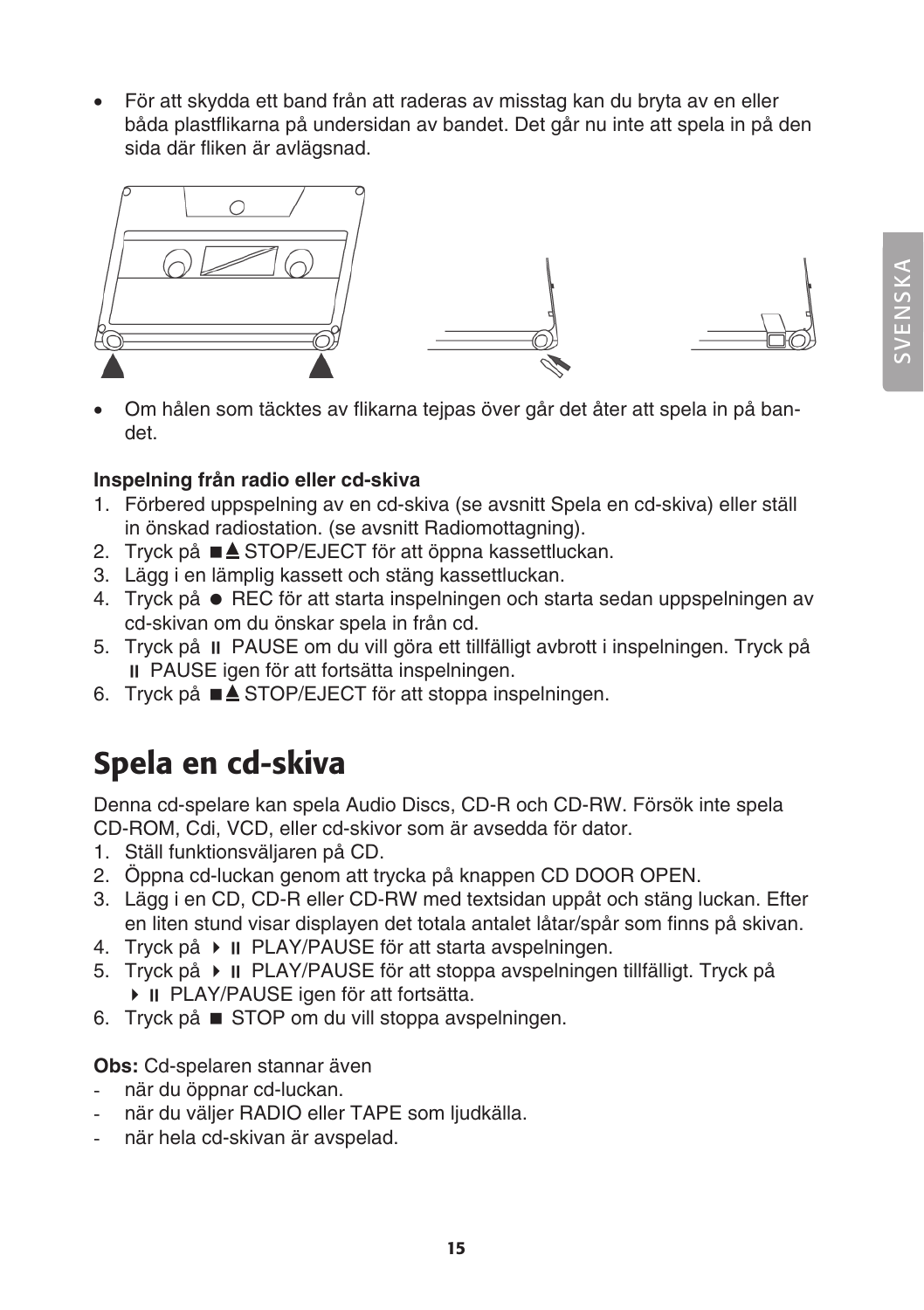- För att skydda ett band från att raderas av misstag kan du bryta av en eller båda plastflikarna på undersidan av bandet. Det går nu inte att spela in på den sida där fliken är avlägsnad.

- Om hålen som täcktes av flikarna tejpas över går det åter att spela in på bandet.

**Inspelning från radio eller cd-skiva**

1. Förbered uppspelning av en cd-skiva (se avsnitt Spela en cd-skiva) eller ställ in önskad radiostation. (se avsnitt Radiomottagning).
2. Tryck på ■▲ STOP/EJECT för att öppna kassettluckan.
3. Lägg i en lämplig kassett och stäng kassettluckan.
4. Tryck på ● REC för att starta inspelningen och starta sedan uppspelningen av cd-skivan om du önskar spela in från cd.
5. Tryck på II PAUSE om du vill göra ett tillfälligt avbrott i inspelningen. Tryck på II PAUSE igen för att fortsätta inspelningen.
6. Tryck på ■▲ STOP/EJECT för att stoppa inspelningen.

# Spela en cd-skiva

Denna cd-spelare kan spela Audio Discs, CD-R och CD-RW. Försök inte spela CD-ROM, Cdi, VCD, eller cd-skivor som är avsedda för dator.

1. Ställ funktionsväljaren på CD.
2. Öppna cd-luckan genom att trycka på knappen CD DOOR OPEN.
3. Lägg i en CD, CD-R eller CD-RW med textsidan uppåt och stäng luckan. Efter en liten stund visar displayen det totala antalet låtar/spår som finns på skivan.
4. Tryck på ▶ II PLAY/PAUSE för att starta avspelningen.
5. Tryck på ▶ II PLAY/PAUSE för att stoppa avspelningen tillfälligt. Tryck på ▶ II PLAY/PAUSE igen för att fortsätta.
6. Tryck på ■ STOP om du vill stoppa avspelningen.

**Obs:** Cd-spelaren stannar även

- när du öppnar cd-luckan.
- när du väljer RADIO eller TAPE som ljudkälla.
- när hela cd-skivan är avspelad.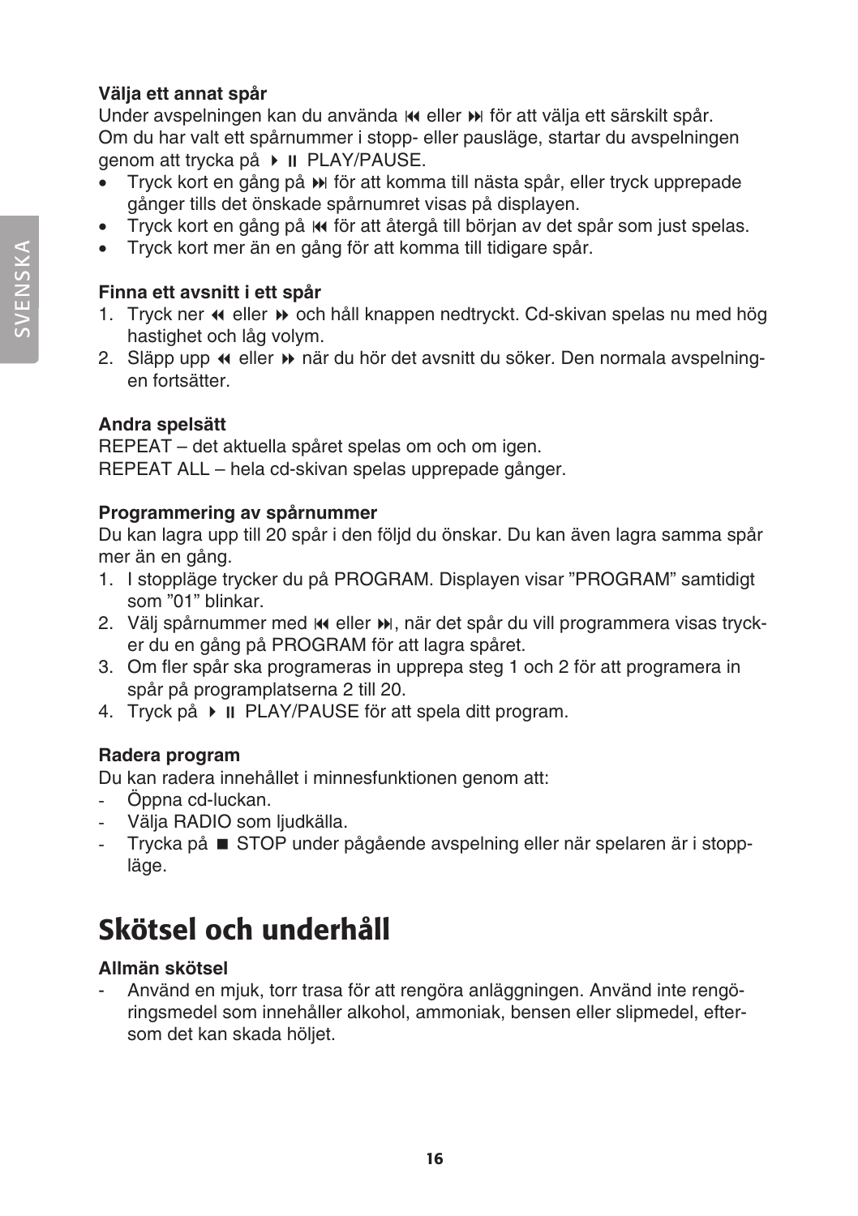**Välja ett annat spår**

Under avspelningen kan du använda ⏮ eller ⏭ för att välja ett särskilt spår.
Om du har valt ett spårnummer i stopp- eller pausläge, startar du avspelningen genom att trycka på ▶ ⏸ PLAY/PAUSE.

- Tryck kort en gång på ⏭ för att komma till nästa spår, eller tryck upprepade gånger tills det önskade spårnumret visas på displayen.
- Tryck kort en gång på ⏮ för att återgå till början av det spår som just spelas.
- Tryck kort mer än en gång för att komma till tidigare spår.

**Finna ett avsnitt i ett spår**

1. Tryck ner ⏪ eller ⏩ och håll knappen nedtryckt. Cd-skivan spelas nu med hög hastighet och låg volym.
2. Släpp upp ⏪ eller ⏩ när du hör det avsnitt du söker. Den normala avspelningen fortsätter.

**Andra spelsätt**

REPEAT – det aktuella spåret spelas om och om igen.
REPEAT ALL – hela cd-skivan spelas upprepade gånger.

**Programmering av spårnummer**

Du kan lagra upp till 20 spår i den följd du önskar. Du kan även lagra samma spår mer än en gång.

1. I stoppläge trycker du på PROGRAM. Displayen visar ”PROGRAM” samtidigt som ”01” blinkar.
2. Välj spårnummer med ⏮ eller ⏭, när det spår du vill programmera visas trycker du en gång på PROGRAM för att lagra spåret.
3. Om fler spår ska programeras in upprepa steg 1 och 2 för att programera in spår på programplatserna 2 till 20.
4. Tryck på ▶ ⏸ PLAY/PAUSE för att spela ditt program.

**Radera program**

Du kan radera innehållet i minnesfunktionen genom att:

- Öppna cd-luckan.
- Välja RADIO som ljudkälla.
- Trycka på ■ STOP under pågående avspelning eller när spelaren är i stoppläge.

# Skötsel och underhåll

**Allmän skötsel**

- Använd en mjuk, torr trasa för att rengöra anläggningen. Använd inte rengöringsmedel som innehåller alkohol, ammoniak, bensen eller slipmedel, eftersom det kan skada höljet.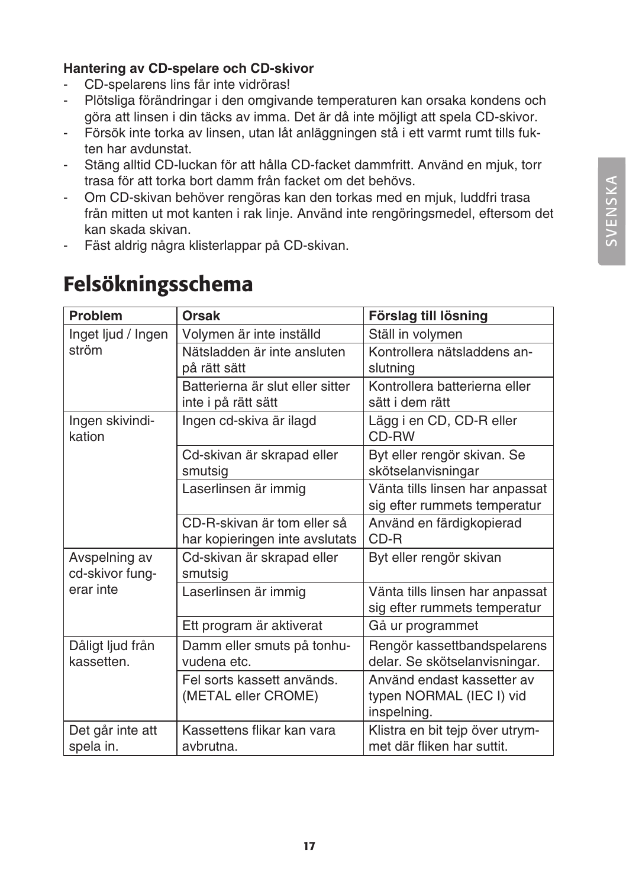**Hantering av CD-spelare och CD-skivor**

- CD-spelarens lins får inte vidröras!
- Plötsliga förändringar i den omgivande temperaturen kan orsaka kondens och göra att linsen i din täcks av imma. Det är då inte möjligt att spela CD-skivor.
- Försök inte torka av linsen, utan låt anläggningen stå i ett varmt rumt tills fukten har avdunstat.
- Stäng alltid CD-luckan för att hålla CD-facket dammfritt. Använd en mjuk, torr trasa för att torka bort damm från facket om det behövs.
- Om CD-skivan behöver rengöras kan den torkas med en mjuk, luddfri trasa från mitten ut mot kanten i rak linje. Använd inte rengöringsmedel, eftersom det kan skada skivan.
- Fäst aldrig några klisterlappar på CD-skivan.

# Felsökningsschema

| Problem | Orsak | Förslag till lösning |
| --- | --- | --- |
| Inget ljud / Ingen ström | Volymen är inte inställd | Ställ in volymen |
| | Nätsladden är inte ansluten på rätt sätt | Kontrollera nätsladdens anslutning |
| | Batterierna är slut eller sitter inte i på rätt sätt | Kontrollera batterierna eller sätt i dem rätt |
| Ingen skivindikation | Ingen cd-skiva är ilagd | Lägg i en CD, CD-R eller CD-RW |
| | Cd-skivan är skrapad eller smutsig | Byt eller rengör skivan. Se skötselanvisningar |
| | Laserlinsen är immig | Vänta tills linsen har anpassat sig efter rummets temperatur |
| | CD-R-skivan är tom eller så har kopieringen inte avslutats | Använd en färdigkopierad CD-R |
| Avspelning av cd-skivor fungerar inte | Cd-skivan är skrapad eller smutsig | Byt eller rengör skivan |
| | Laserlinsen är immig | Vänta tills linsen har anpassat sig efter rummets temperatur |
| | Ett program är aktiverat | Gå ur programmet |
| Dåligt ljud från kassetten. | Damm eller smuts på tonhuvudena etc. | Rengör kassettbandspelarens delar. Se skötselanvisningar. |
| | Fel sorts kassett används. (METAL eller CROME) | Använd endast kassetter av typen NORMAL (IEC I) vid inspelning. |
| Det går inte att spela in. | Kassettens flikar kan vara avbrutna. | Klistra en bit tejp över utrymmet där fliken har suttit. |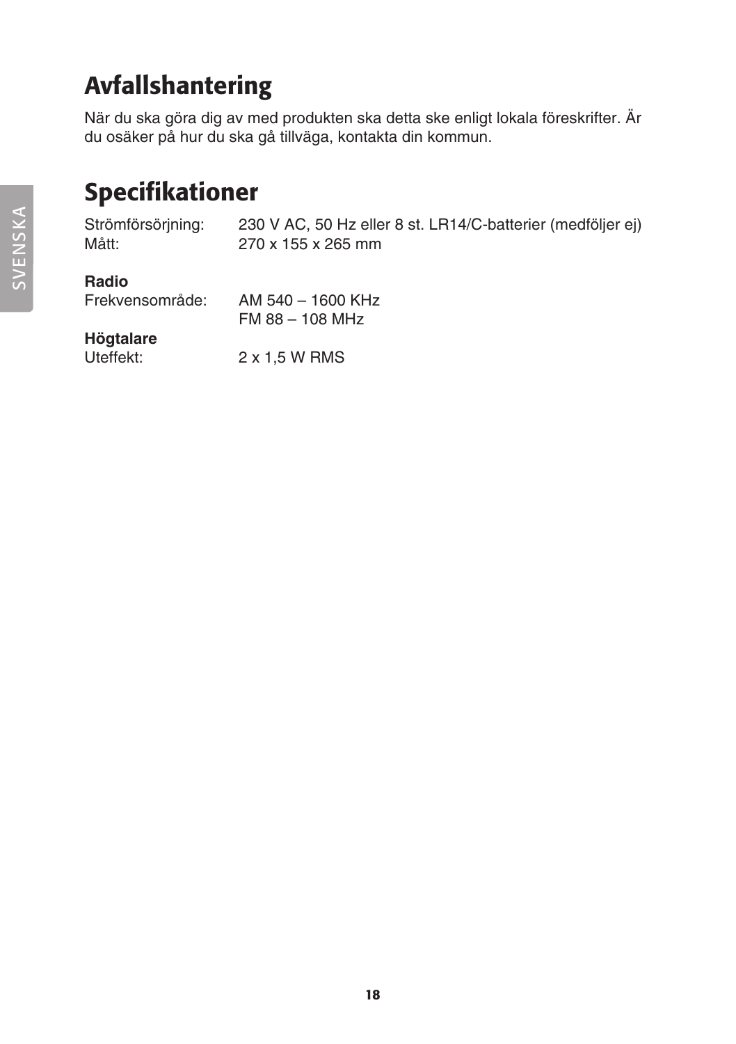# Avfallshantering

När du ska göra dig av med produkten ska detta ske enligt lokala föreskrifter. Är du osäker på hur du ska gå tillväga, kontakta din kommun.

# Specifikationer

| | |
|---|---|
| Strömförsörjning: | 230 V AC, 50 Hz eller 8 st. LR14/C-batterier (medföljer ej) |
| Mått: | 270 x 155 x 265 mm |

**Radio**

| | |
|---|---|
| Frekvensområde: | AM 540 – 1600 KHz |
| | FM 88 – 108 MHz |

**Högtalare**

| | |
|---|---|
| Uteffekt: | 2 x 1,5 W RMS |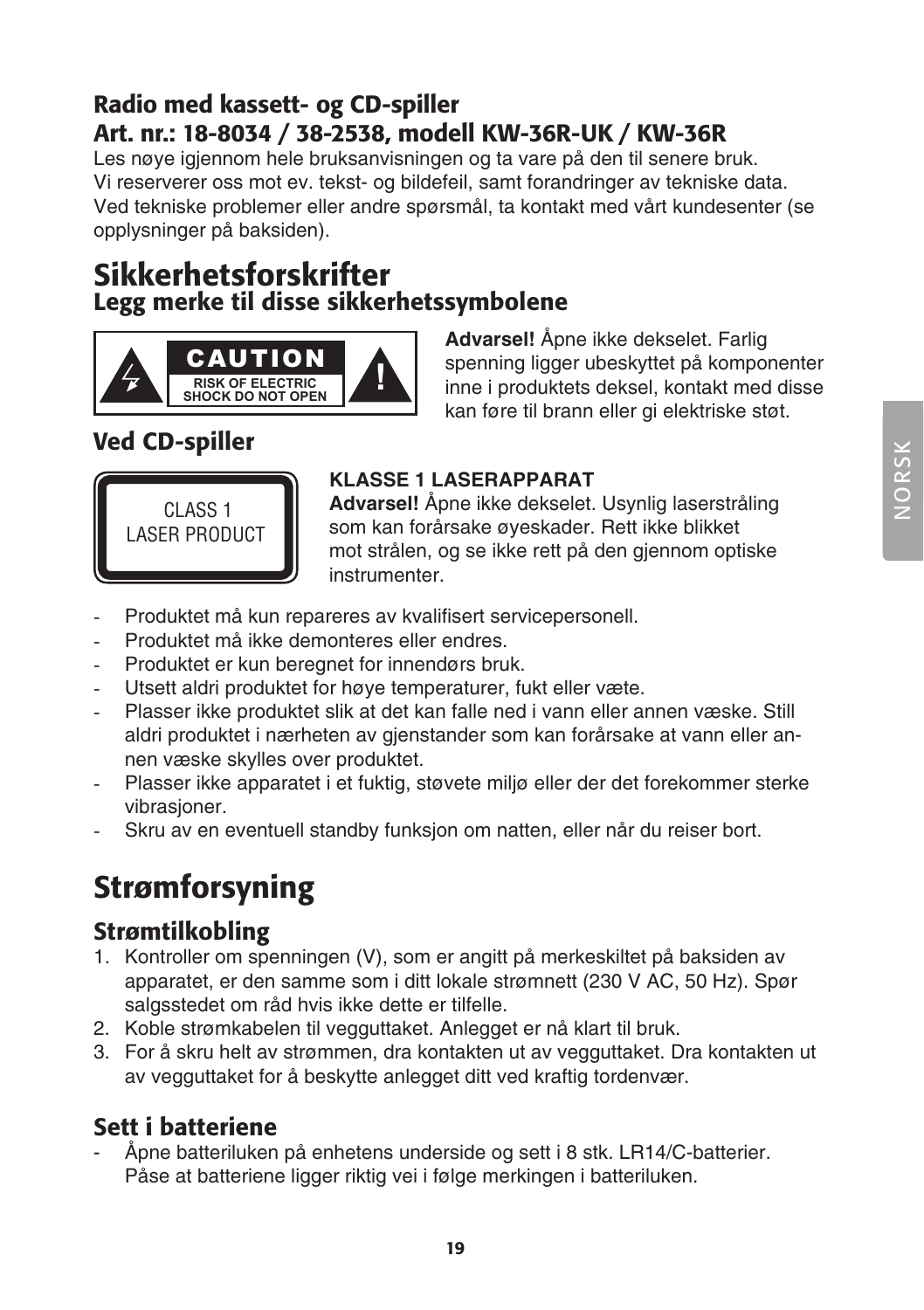## Radio med kassett- og CD-spiller
## Art. nr.: 18-8034 / 38-2538, modell KW-36R-UK / KW-36R

Les nøye igjennom hele bruksanvisningen og ta vare på den til senere bruk.
Vi reserverer oss mot ev. tekst- og bildefeil, samt forandringer av tekniske data.
Ved tekniske problemer eller andre spørsmål, ta kontakt med vårt kundesenter (se opplysninger på baksiden).

# Sikkerhetsforskrifter

## Legg merke til disse sikkerhetssymbolene

CAUTION
RISK OF ELECTRIC SHOCK DO NOT OPEN

**Advarsel!** Åpne ikke dekselet. Farlig spenning ligger ubeskyttet på komponenter inne i produktets deksel, kontakt med disse kan føre til brann eller gi elektriske støt.

## Ved CD-spiller

CLASS 1
LASER PRODUCT

**KLASSE 1 LASERAPPARAT**
**Advarsel!** Åpne ikke dekselet. Usynlig laserstråling som kan forårsake øyeskader. Rett ikke blikket mot strålen, og se ikke rett på den gjennom optiske instrumenter.

- Produktet må kun repareres av kvalifisert servicepersonell.
- Produktet må ikke demonteres eller endres.
- Produktet er kun beregnet for innendørs bruk.
- Utsett aldri produktet for høye temperaturer, fukt eller væte.
- Plasser ikke produktet slik at det kan falle ned i vann eller annen væske. Still aldri produktet i nærheten av gjenstander som kan forårsake at vann eller annen væske skylles over produktet.
- Plasser ikke apparatet i et fuktig, støvete miljø eller der det forekommer sterke vibrasjoner.
- Skru av en eventuell standby funksjon om natten, eller når du reiser bort.

# Strømforsyning

## Strømtilkobling

1. Kontroller om spenningen (V), som er angitt på merkeskiltet på baksiden av apparatet, er den samme som i ditt lokale strømnett (230 V AC, 50 Hz). Spør salgsstedet om råd hvis ikke dette er tilfelle.
2. Koble strømkabelen til vegguttaket. Anlegget er nå klart til bruk.
3. For å skru helt av strømmen, dra kontakten ut av vegguttaket. Dra kontakten ut av vegguttaket for å beskytte anlegget ditt ved kraftig tordenvær.

## Sett i batteriene

- Åpne batteriluken på enhetens underside og sett i 8 stk. LR14/C-batterier. Påse at batteriene ligger riktig vei i følge merkingen i batteriluken.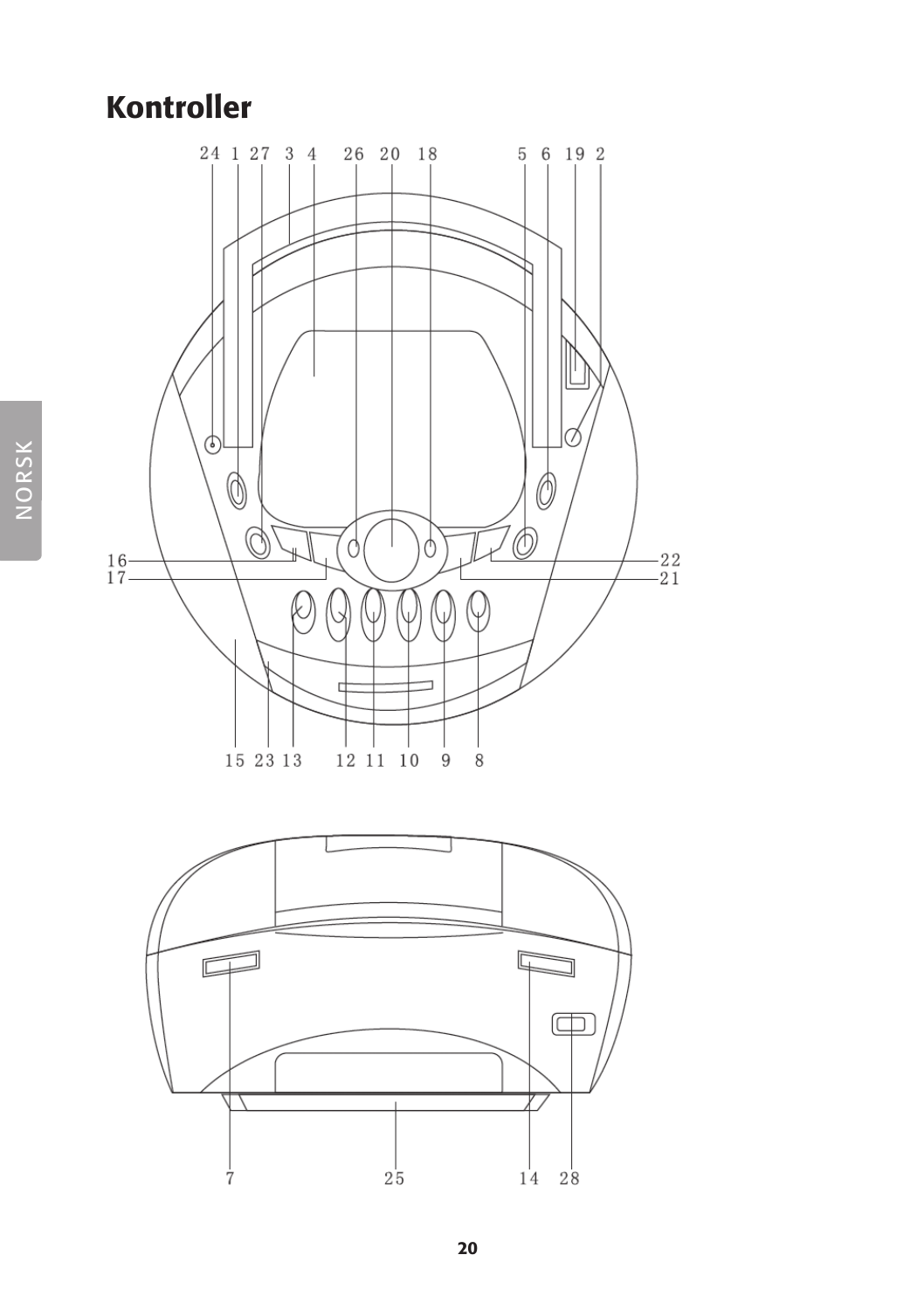# Kontroller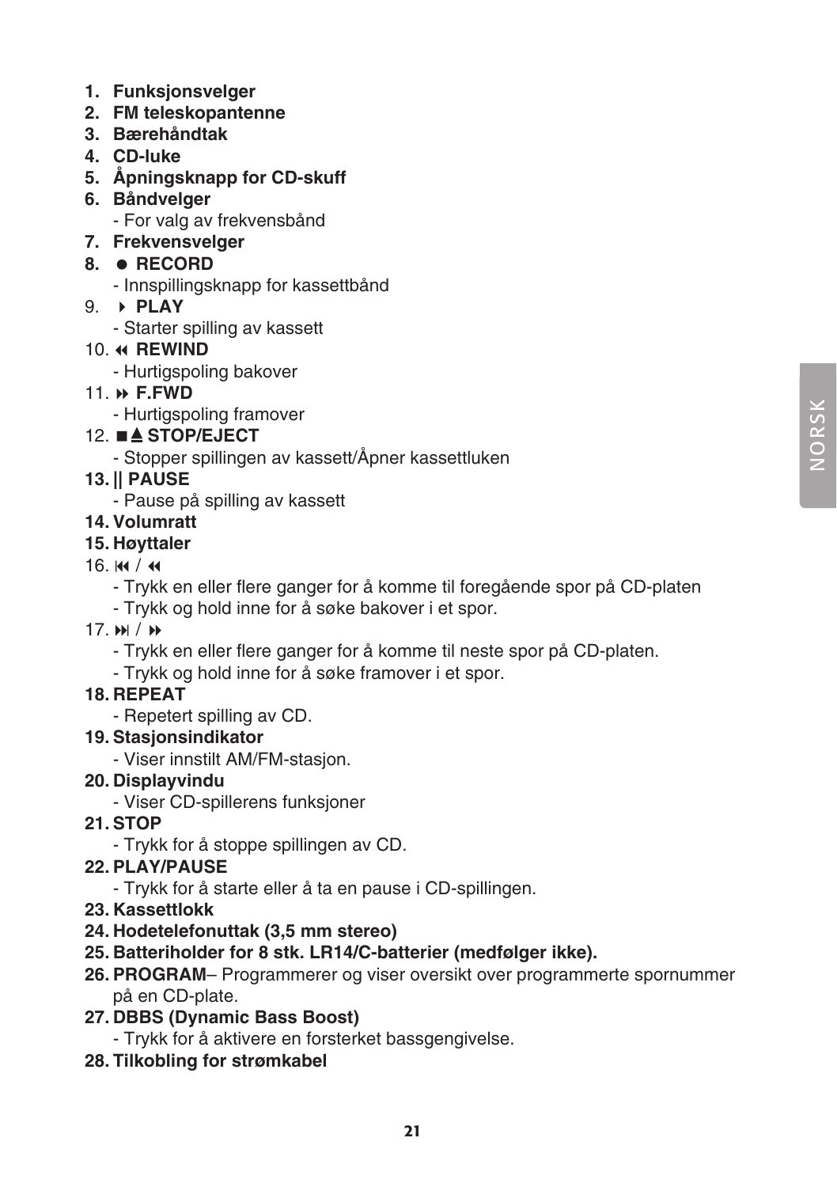1. **Funksjonsvelger**
2. **FM teleskopantenne**
3. **Bærehåndtak**
4. **CD-luke**
5. **Åpningsknapp for CD-skuff**
6. **Båndvelger**
   - For valg av frekvensbånd
7. **Frekvensvelger**
8. **● RECORD**
   - Innspillingsknapp for kassettbånd
9. **▶ PLAY**
   - Starter spilling av kassett
10. **◀◀ REWIND**
    - Hurtigspoling bakover
11. **▶▶ F.FWD**
    - Hurtigspoling framover
12. **■⏏ STOP/EJECT**
    - Stopper spillingen av kassett/Åpner kassettluken
13. **|| PAUSE**
    - Pause på spilling av kassett
14. **Volumratt**
15. **Høyttaler**
16. ⏮ / ◀◀
    - Trykk en eller flere ganger for å komme til foregående spor på CD-platen
    - Trykk og hold inne for å søke bakover i et spor.
17. ⏭ / ▶▶
    - Trykk en eller flere ganger for å komme til neste spor på CD-platen.
    - Trykk og hold inne for å søke framover i et spor.
18. **REPEAT**
    - Repetert spilling av CD.
19. **Stasjonsindikator**
    - Viser innstilt AM/FM-stasjon.
20. **Displayvindu**
    - Viser CD-spillerens funksjoner
21. **STOP**
    - Trykk for å stoppe spillingen av CD.
22. **PLAY/PAUSE**
    - Trykk for å starte eller å ta en pause i CD-spillingen.
23. **Kassettlokk**
24. **Hodetelefonuttak (3,5 mm stereo)**
25. **Batteriholder for 8 stk. LR14/C-batterier (medfølger ikke).**
26. **PROGRAM**– Programmerer og viser oversikt over programmerte spornummer på en CD-plate.
27. **DBBS (Dynamic Bass Boost)**
    - Trykk for å aktivere en forsterket bassgengivelse.
28. **Tilkobling for strømkabel**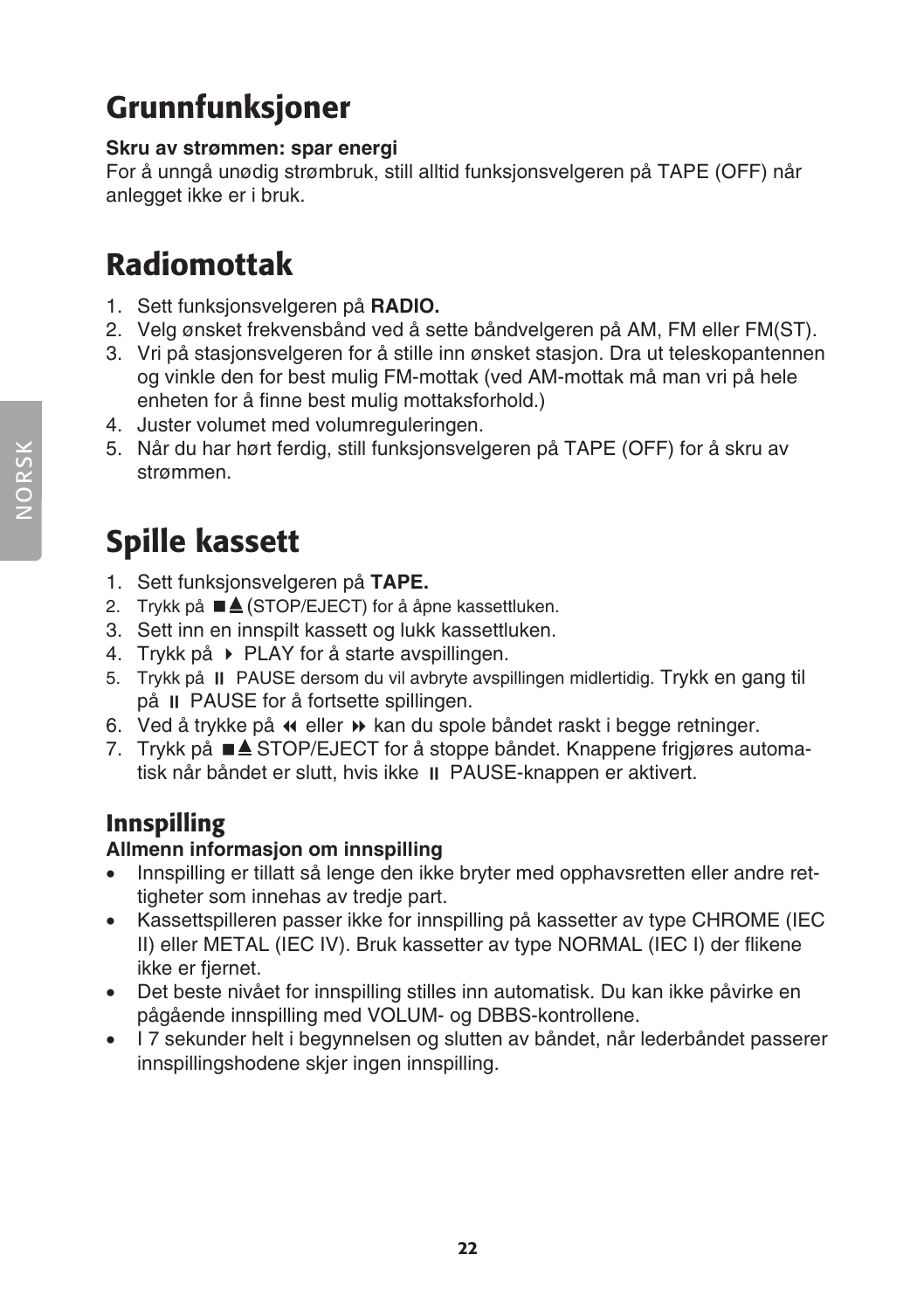# Grunnfunksjoner

**Skru av strømmen: spar energi**
For å unngå unødig strømbruk, still alltid funksjonsvelgeren på TAPE (OFF) når anlegget ikke er i bruk.

# Radiomottak

1. Sett funksjonsvelgeren på **RADIO.**
2. Velg ønsket frekvensbånd ved å sette båndvelgeren på AM, FM eller FM(ST).
3. Vri på stasjonsvelgeren for å stille inn ønsket stasjon. Dra ut teleskopantennen og vinkle den for best mulig FM-mottak (ved AM-mottak må man vri på hele enheten for å finne best mulig mottaksforhold.)
4. Juster volumet med volumreguleringen.
5. Når du har hørt ferdig, still funksjonsvelgeren på TAPE (OFF) for å skru av strømmen.

# Spille kassett

1. Sett funksjonsvelgeren på **TAPE.**
2. Trykk på ■▲(STOP/EJECT) for å åpne kassettluken.
3. Sett inn en innspilt kassett og lukk kassettluken.
4. Trykk på ▸ PLAY for å starte avspillingen.
5. Trykk på ❚❚ PAUSE dersom du vil avbryte avspillingen midlertidig. Trykk en gang til på ❚❚ PAUSE for å fortsette spillingen.
6. Ved å trykke på ◂◂ eller ▸▸ kan du spole båndet raskt i begge retninger.
7. Trykk på ■▲ STOP/EJECT for å stoppe båndet. Knappene frigjøres automatisk når båndet er slutt, hvis ikke ❚❚ PAUSE-knappen er aktivert.

## Innspilling

**Allmenn informasjon om innspilling**

- Innspilling er tillatt så lenge den ikke bryter med opphavsretten eller andre rettigheter som innehas av tredje part.
- Kassettspilleren passer ikke for innspilling på kassetter av type CHROME (IEC II) eller METAL (IEC IV). Bruk kassetter av type NORMAL (IEC I) der flikene ikke er fjernet.
- Det beste nivået for innspilling stilles inn automatisk. Du kan ikke påvirke en pågående innspilling med VOLUM- og DBBS-kontrollene.
- I 7 sekunder helt i begynnelsen og slutten av båndet, når lederbåndet passerer innspillingshodene skjer ingen innspilling.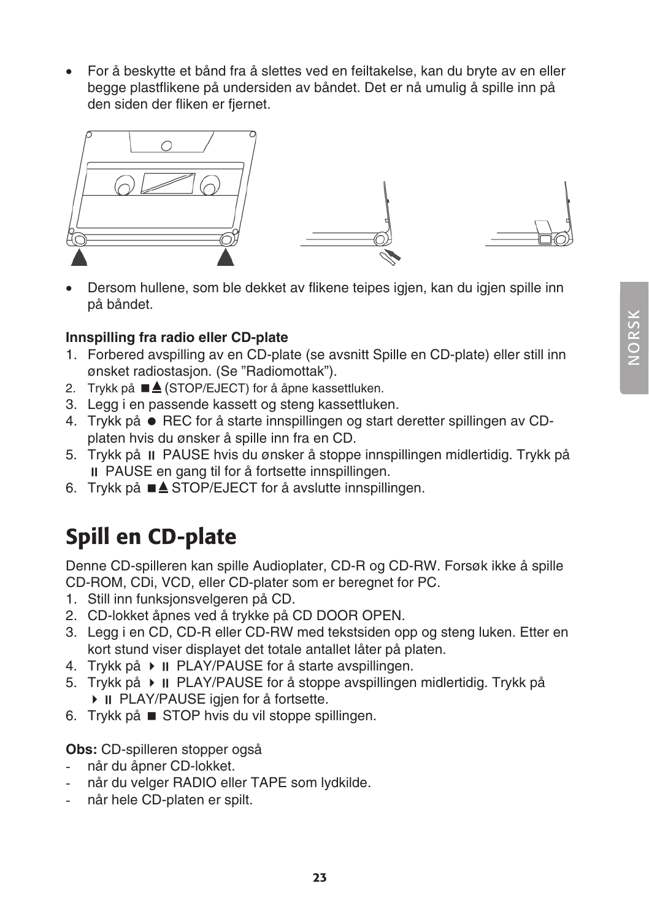- For å beskytte et bånd fra å slettes ved en feiltakelse, kan du bryte av en eller begge plastflikene på undersiden av båndet. Det er nå umulig å spille inn på den siden der fliken er fjernet.

- Dersom hullene, som ble dekket av flikene teipes igjen, kan du igjen spille inn på båndet.

**Innspilling fra radio eller CD-plate**

1. Forbered avspilling av en CD-plate (se avsnitt Spille en CD-plate) eller still inn ønsket radiostasjon. (Se "Radiomottak").
2. Trykk på ■▲ (STOP/EJECT) for å åpne kassettluken.
3. Legg i en passende kassett og steng kassettluken.
4. Trykk på ● REC for å starte innspillingen og start deretter spillingen av CD-platen hvis du ønsker å spille inn fra en CD.
5. Trykk på ⏸ PAUSE hvis du ønsker å stoppe innspillingen midlertidig. Trykk på ⏸ PAUSE en gang til for å fortsette innspillingen.
6. Trykk på ■▲ STOP/EJECT for å avslutte innspillingen.

# Spill en CD-plate

Denne CD-spilleren kan spille Audioplater, CD-R og CD-RW. Forsøk ikke å spille CD-ROM, CDi, VCD, eller CD-plater som er beregnet for PC.

1. Still inn funksjonsvelgeren på CD.
2. CD-lokket åpnes ved å trykke på CD DOOR OPEN.
3. Legg i en CD, CD-R eller CD-RW med tekstsiden opp og steng luken. Etter en kort stund viser displayet det totale antallet låter på platen.
4. Trykk på ▶⏸ PLAY/PAUSE for å starte avspillingen.
5. Trykk på ▶⏸ PLAY/PAUSE for å stoppe avspillingen midlertidig. Trykk på ▶⏸ PLAY/PAUSE igjen for å fortsette.
6. Trykk på ■ STOP hvis du vil stoppe spillingen.

**Obs:** CD-spilleren stopper også

- når du åpner CD-lokket.
- når du velger RADIO eller TAPE som lydkilde.
- når hele CD-platen er spilt.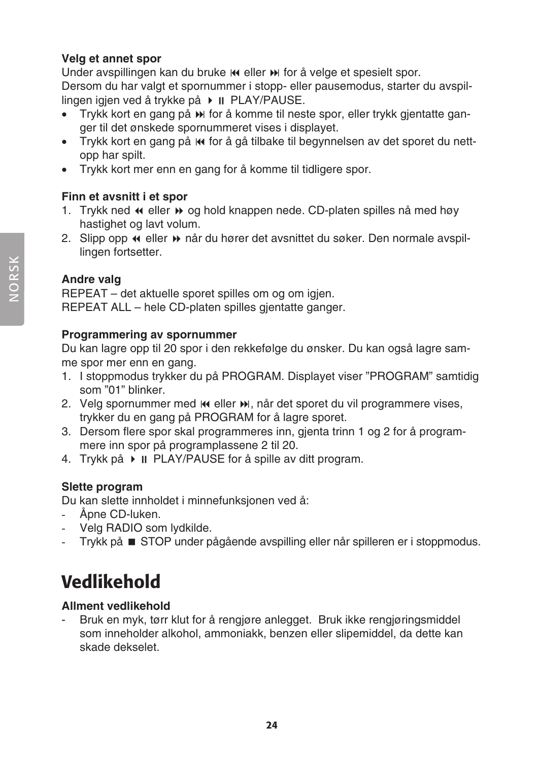### Velg et annet spor

Under avspillingen kan du bruke ⏮ eller ⏭ for å velge et spesielt spor.
Dersom du har valgt et spornummer i stopp- eller pausemodus, starter du avspillingen igjen ved å trykke på ▶ ⏸ PLAY/PAUSE.

- Trykk kort en gang på ⏭ for å komme til neste spor, eller trykk gjentatte ganger til det ønskede spornummeret vises i displayet.
- Trykk kort en gang på ⏮ for å gå tilbake til begynnelsen av det sporet du nettopp har spilt.
- Trykk kort mer enn en gang for å komme til tidligere spor.

### Finn et avsnitt i et spor

1. Trykk ned ⏪ eller ⏩ og hold knappen nede. CD-platen spilles nå med høy hastighet og lavt volum.
2. Slipp opp ⏪ eller ⏩ når du hører det avsnittet du søker. Den normale avspillingen fortsetter.

### Andre valg

REPEAT – det aktuelle sporet spilles om og om igjen.
REPEAT ALL – hele CD-platen spilles gjentatte ganger.

### Programmering av spornummer

Du kan lagre opp til 20 spor i den rekkefølge du ønsker. Du kan også lagre samme spor mer enn en gang.

1. I stoppmodus trykker du på PROGRAM. Displayet viser ”PROGRAM” samtidig som ”01” blinker.
2. Velg spornummer med ⏮ eller ⏭, når det sporet du vil programmere vises, trykker du en gang på PROGRAM for å lagre sporet.
3. Dersom flere spor skal programmeres inn, gjenta trinn 1 og 2 for å programmere inn spor på programplassene 2 til 20.
4. Trykk på ▶ ⏸ PLAY/PAUSE for å spille av ditt program.

### Slette program

Du kan slette innholdet i minnefunksjonen ved å:

- Åpne CD-luken.
- Velg RADIO som lydkilde.
- Trykk på ■ STOP under pågående avspilling eller når spilleren er i stoppmodus.

## Vedlikehold

### Allment vedlikehold

- Bruk en myk, tørr klut for å rengjøre anlegget. Bruk ikke rengjøringsmiddel som inneholder alkohol, ammoniakk, benzen eller slipemiddel, da dette kan skade dekselet.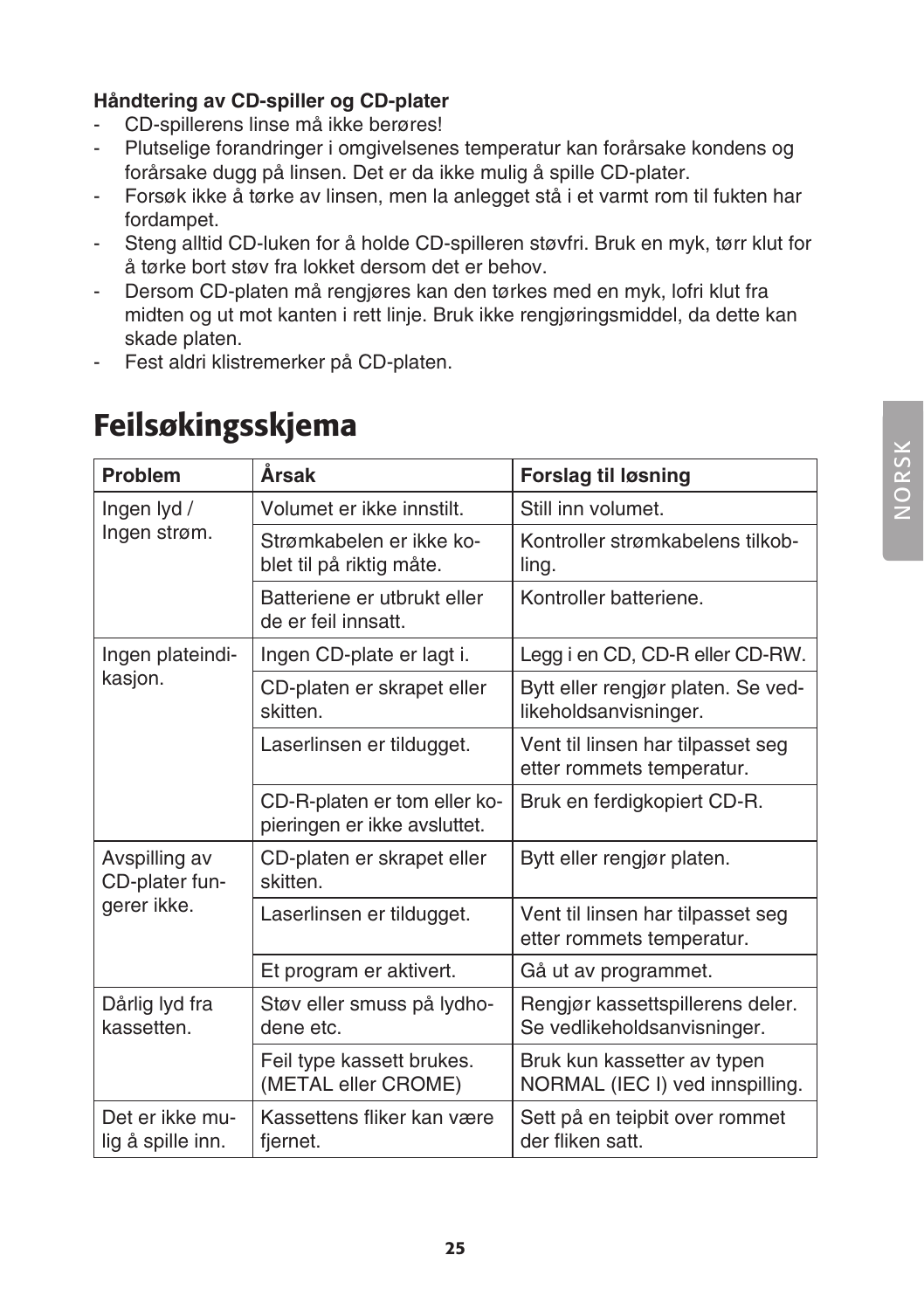**Håndtering av CD-spiller og CD-plater**

- CD-spillerens linse må ikke berøres!
- Plutselige forandringer i omgivelsenes temperatur kan forårsake kondens og forårsake dugg på linsen. Det er da ikke mulig å spille CD-plater.
- Forsøk ikke å tørke av linsen, men la anlegget stå i et varmt rom til fukten har fordampet.
- Steng alltid CD-luken for å holde CD-spilleren støvfri. Bruk en myk, tørr klut for å tørke bort støv fra lokket dersom det er behov.
- Dersom CD-platen må rengjøres kan den tørkes med en myk, lofri klut fra midten og ut mot kanten i rett linje. Bruk ikke rengjøringsmiddel, da dette kan skade platen.
- Fest aldri klistremerker på CD-platen.

# Feilsøkingsskjema

| Problem | Årsak | Forslag til løsning |
|---|---|---|
| Ingen lyd / Ingen strøm. | Volumet er ikke innstilt. | Still inn volumet. |
| | Strømkabelen er ikke koblet til på riktig måte. | Kontroller strømkabelens tilkobling. |
| | Batteriene er utbrukt eller de er feil innsatt. | Kontroller batteriene. |
| Ingen plateindikasjon. | Ingen CD-plate er lagt i. | Legg i en CD, CD-R eller CD-RW. |
| | CD-platen er skrapet eller skitten. | Bytt eller rengjør platen. Se vedlikeholdsanvisninger. |
| | Laserlinsen er tildugget. | Vent til linsen har tilpasset seg etter rommets temperatur. |
| | CD-R-platen er tom eller kopieringen er ikke avsluttet. | Bruk en ferdigkopiert CD-R. |
| Avspilling av CD-plater fungerer ikke. | CD-platen er skrapet eller skitten. | Bytt eller rengjør platen. |
| | Laserlinsen er tildugget. | Vent til linsen har tilpasset seg etter rommets temperatur. |
| | Et program er aktivert. | Gå ut av programmet. |
| Dårlig lyd fra kassetten. | Støv eller smuss på lydhodene etc. | Rengjør kassettspillerens deler. Se vedlikeholdsanvisninger. |
| | Feil type kassett brukes. (METAL eller CROME) | Bruk kun kassetter av typen NORMAL (IEC I) ved innspilling. |
| Det er ikke mulig å spille inn. | Kassettens fliker kan være fjernet. | Sett på en teipbit over rommet der fliken satt. |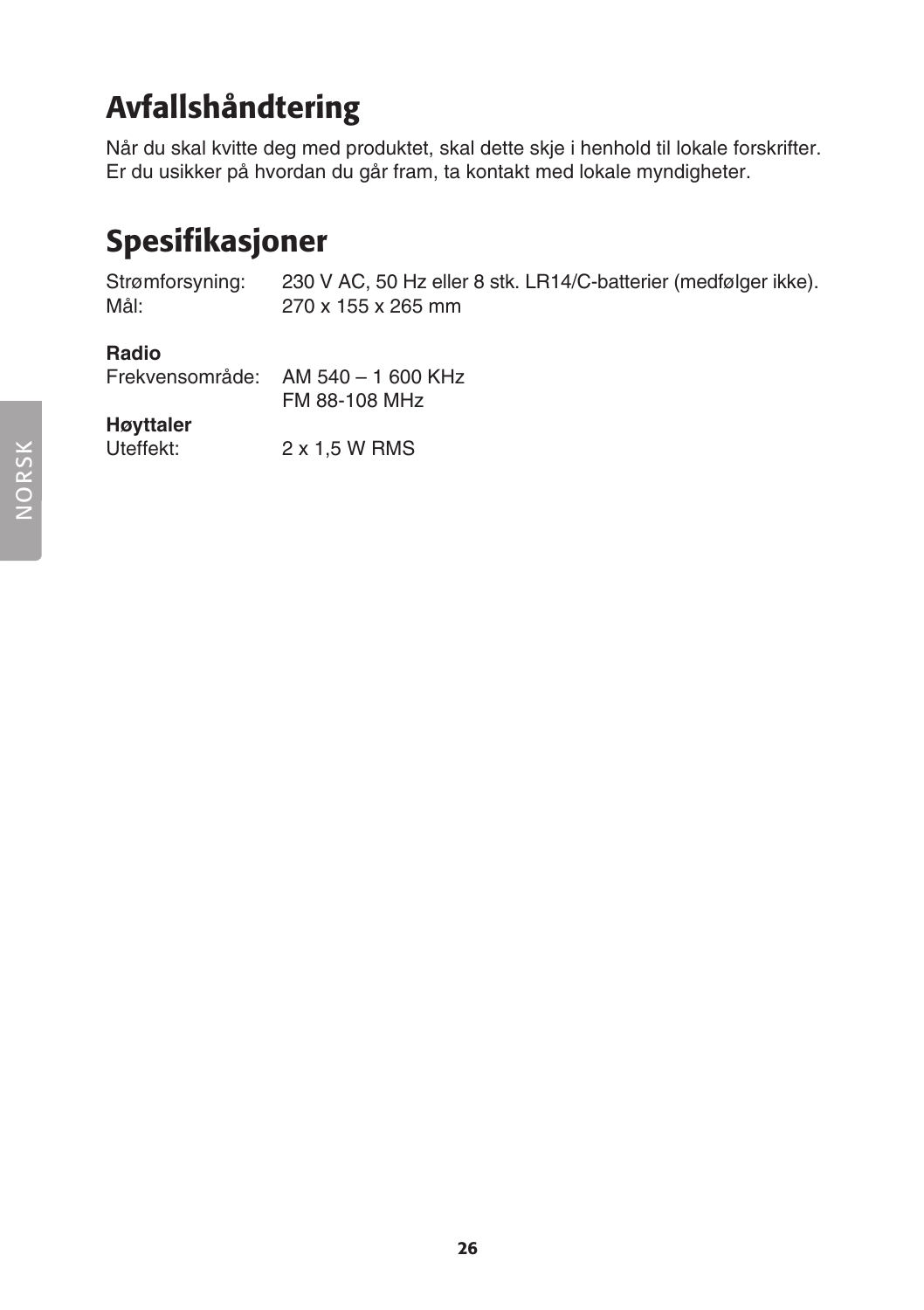# Avfallshåndtering

Når du skal kvitte deg med produktet, skal dette skje i henhold til lokale forskrifter. Er du usikker på hvordan du går fram, ta kontakt med lokale myndigheter.

# Spesifikasjoner

| | |
|---|---|
| Strømforsyning: | 230 V AC, 50 Hz eller 8 stk. LR14/C-batterier (medfølger ikke). |
| Mål: | 270 x 155 x 265 mm |

**Radio**

| | |
|---|---|
| Frekvensområde: | AM 540 – 1 600 KHz |
| | FM 88-108 MHz |

**Høyttaler**

| | |
|---|---|
| Uteffekt: | 2 x 1,5 W RMS |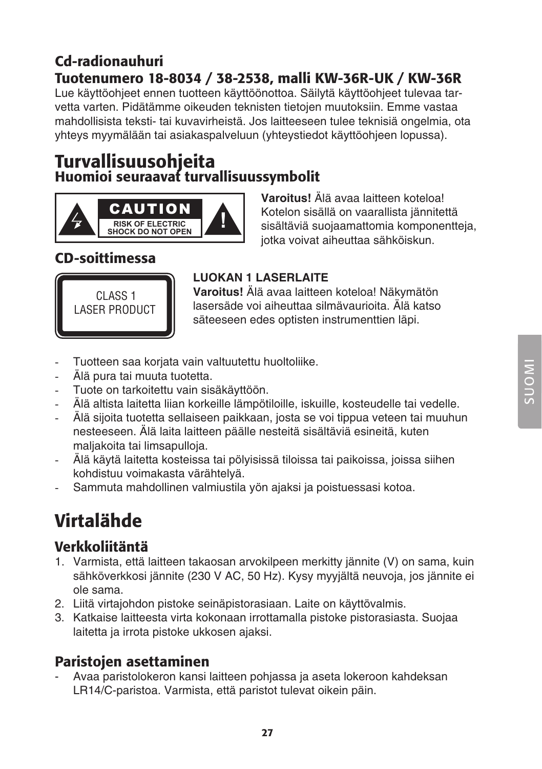## Cd-radionauhuri

### Tuotenumero 18-8034 / 38-2538, malli KW-36R-UK / KW-36R

Lue käyttöohjeet ennen tuotteen käyttöönottoa. Säilytä käyttöohjeet tulevaa tarvetta varten. Pidätämme oikeuden teknisten tietojen muutoksiin. Emme vastaa mahdollisista teksti- tai kuvavirheistä. Jos laitteeseen tulee teknisiä ongelmia, ota yhteys myymälään tai asiakaspalveluun (yhteystiedot käyttöohjeen lopussa).

# Turvallisuusohjeita

## Huomioi seuraavat turvallisuussymbolit

CAUTION
RISK OF ELECTRIC SHOCK DO NOT OPEN

**Varoitus!** Älä avaa laitteen koteloa! Kotelon sisällä on vaarallista jännitettä sisältäviä suojaamattomia komponentteja, jotka voivat aiheuttaa sähköiskun.

## CD-soittimessa

CLASS 1
LASER PRODUCT

**LUOKAN 1 LASERLAITE**

**Varoitus!** Älä avaa laitteen koteloa! Näkymätön lasersäde voi aiheuttaa silmävaurioita. Älä katso säteeseen edes optisten instrumenttien läpi.

- Tuotteen saa korjata vain valtuutettu huoltoliike.
- Älä pura tai muuta tuotetta.
- Tuote on tarkoitettu vain sisäkäyttöön.
- Älä altista laitetta liian korkeille lämpötiloille, iskuille, kosteudelle tai vedelle.
- Älä sijoita tuotetta sellaiseen paikkaan, josta se voi tippua veteen tai muuhun nesteeseen. Älä laita laitteen päälle nesteitä sisältäviä esineitä, kuten maljakoita tai limsapulloja.
- Älä käytä laitetta kosteissa tai pölyisissä tiloissa tai paikoissa, joissa siihen kohdistuu voimakasta värähtelyä.
- Sammuta mahdollinen valmiustila yön ajaksi ja poistuessasi kotoa.

# Virtalähde

## Verkkoliitäntä

1. Varmista, että laitteen takaosan arvokilpeen merkitty jännite (V) on sama, kuin sähköverkkosi jännite (230 V AC, 50 Hz). Kysy myyjältä neuvoja, jos jännite ei ole sama.
2. Liitä virtajohdon pistoke seinäpistorasiaan. Laite on käyttövalmis.
3. Katkaise laitteesta virta kokonaan irrottamalla pistoke pistorasiasta. Suojaa laitetta ja irrota pistoke ukkosen ajaksi.

## Paristojen asettaminen

- Avaa paristolokeron kansi laitteen pohjassa ja aseta lokeroon kahdeksan LR14/C-paristoa. Varmista, että paristot tulevat oikein päin.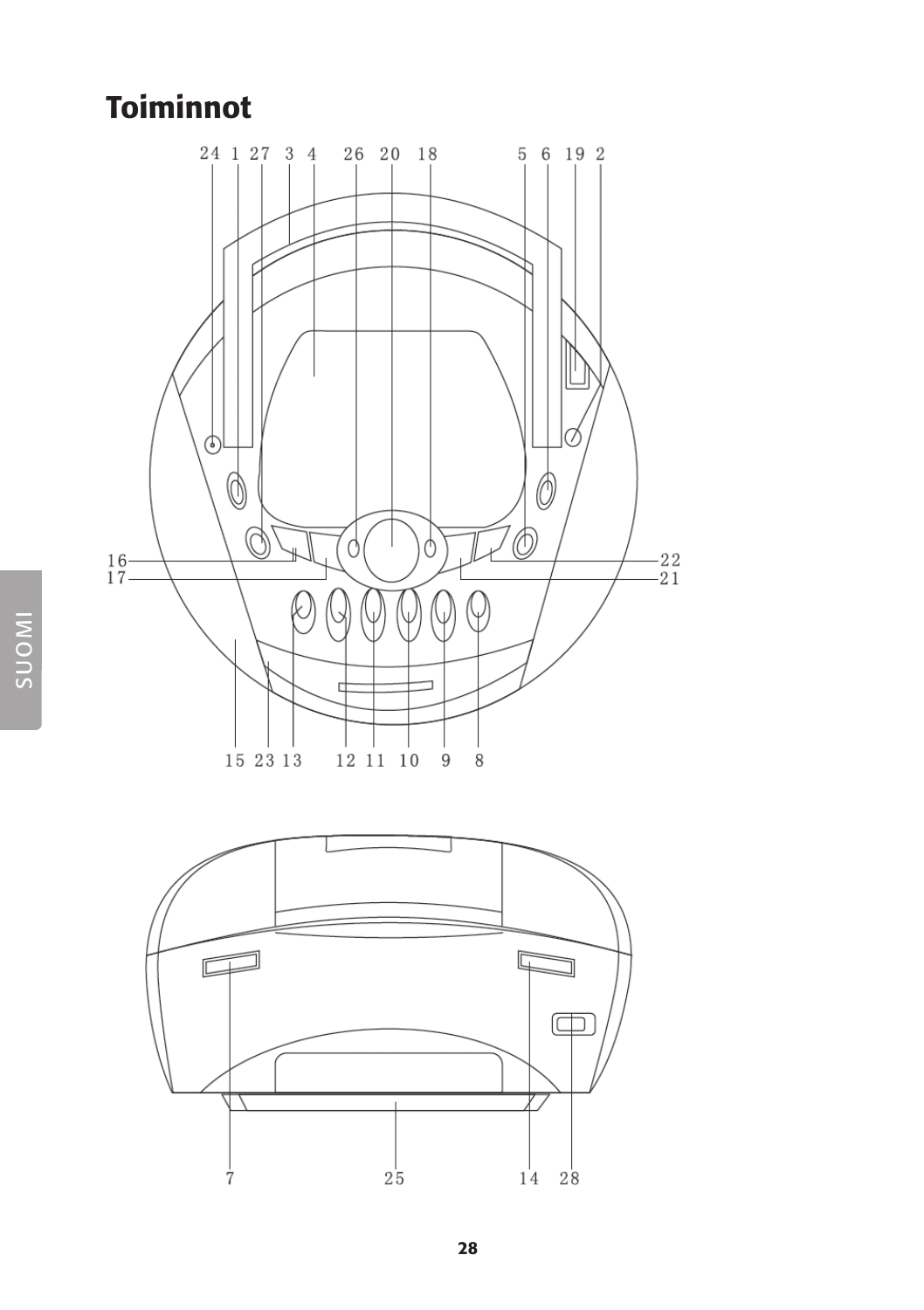# Toiminnot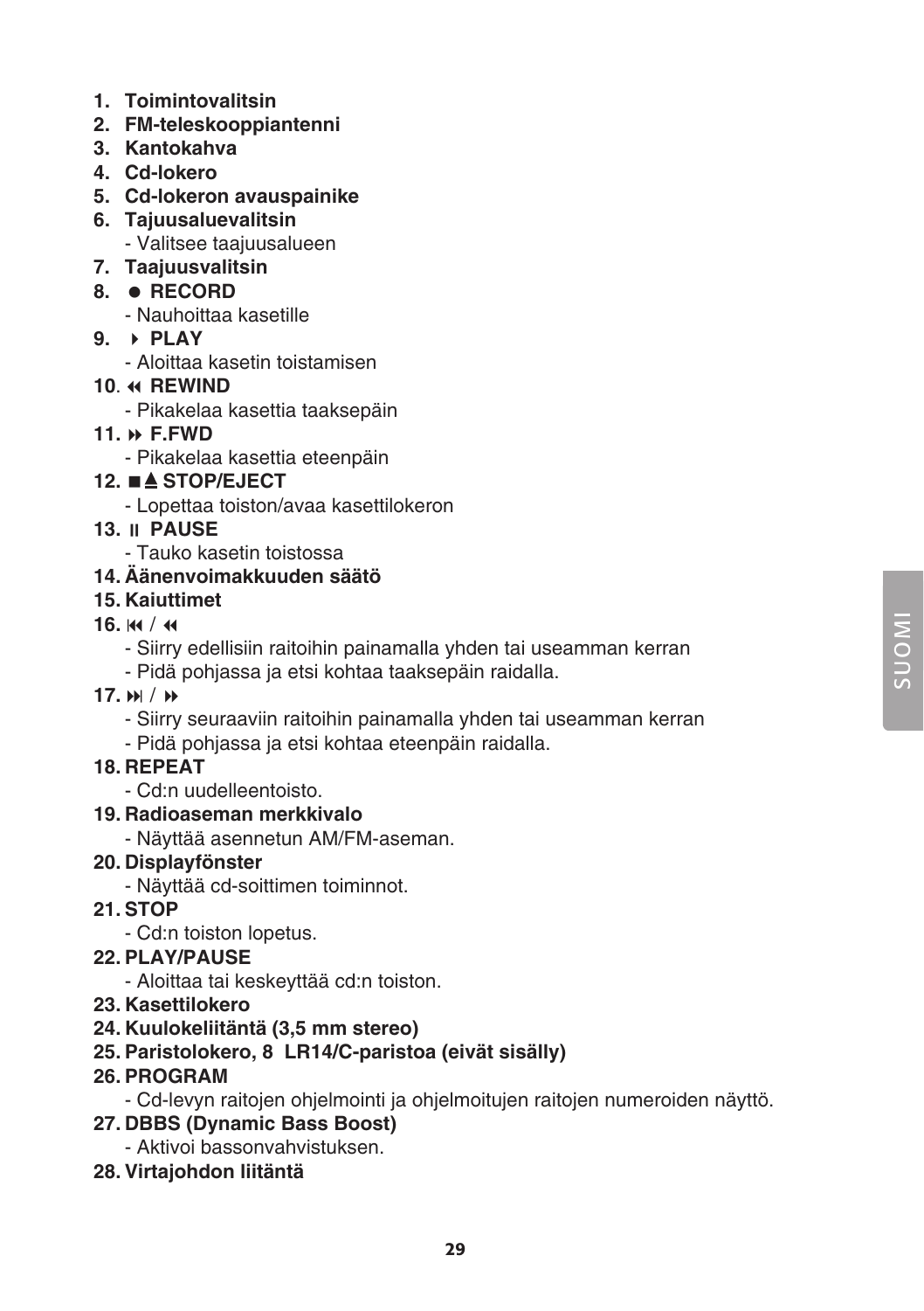1. **Toimintovalitsin**
2. **FM-teleskooppiantenni**
3. **Kantokahva**
4. **Cd-lokero**
5. **Cd-lokeron avauspainike**
6. **Tajuusaluevalitsin**
   - Valitsee taajuusalueen
7. **Taajuusvalitsin**
8. **● RECORD**
   - Nauhoittaa kasetille
9. **▶ PLAY**
   - Aloittaa kasetin toistamisen
10. **◀◀ REWIND**
    - Pikakelaa kasettia taaksepäin
11. **▶▶ F.FWD**
    - Pikakelaa kasettia eteenpäin
12. **■⏏ STOP/EJECT**
    - Lopettaa toiston/avaa kasettilokeron
13. **II PAUSE**
    - Tauko kasetin toistossa
14. **Äänenvoimakkuuden säätö**
15. **Kaiuttimet**
16. **⏮ / ◀◀**
    - Siirry edellisiin raitoihin painamalla yhden tai useamman kerran
    - Pidä pohjassa ja etsi kohtaa taaksepäin raidalla.
17. **⏭ / ▶▶**
    - Siirry seuraaviin raitoihin painamalla yhden tai useamman kerran
    - Pidä pohjassa ja etsi kohtaa eteenpäin raidalla.
18. **REPEAT**
    - Cd:n uudelleentoisto.
19. **Radioaseman merkkivalo**
    - Näyttää asennetun AM/FM-aseman.
20. **Displayfönster**
    - Näyttää cd-soittimen toiminnot.
21. **STOP**
    - Cd:n toiston lopetus.
22. **PLAY/PAUSE**
    - Aloittaa tai keskeyttää cd:n toiston.
23. **Kasettilokero**
24. **Kuulokeliitäntä (3,5 mm stereo)**
25. **Paristolokero, 8 LR14/C-paristoa (eivät sisälly)**
26. **PROGRAM**
    - Cd-levyn raitojen ohjelmointi ja ohjelmoitujen raitojen numeroiden näyttö.
27. **DBBS (Dynamic Bass Boost)**
    - Aktivoi bassonvahvistuksen.
28. **Virtajohdon liitäntä**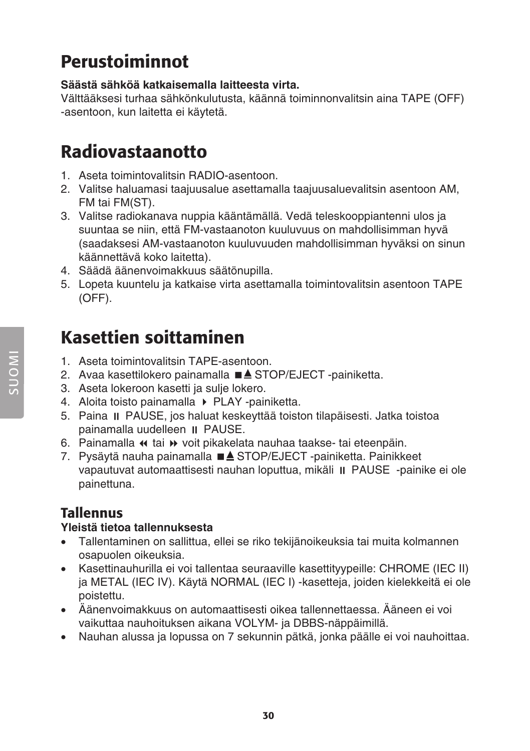# Perustoiminnot

**Säästä sähköä katkaisemalla laitteesta virta.**
Välttääksesi turhaa sähkönkulutusta, käännä toiminnonvalitsin aina TAPE (OFF) -asentoon, kun laitetta ei käytetä.

# Radiovastaanotto

1. Aseta toimintovalitsin RADIO-asentoon.
2. Valitse haluamasi taajuusalue asettamalla taajuusaluevalitsin asentoon AM, FM tai FM(ST).
3. Valitse radiokanava nuppia kääntämällä. Vedä teleskooppiantenni ulos ja suuntaa se niin, että FM-vastaanoton kuuluvuus on mahdollisimman hyvä (saadaksesi AM-vastaanoton kuuluvuuden mahdollisimman hyväksi on sinun käännettävä koko laitetta).
4. Säädä äänenvoimakkuus säätönupilla.
5. Lopeta kuuntelu ja katkaise virta asettamalla toimintovalitsin asentoon TAPE (OFF).

# Kasettien soittaminen

1. Aseta toimintovalitsin TAPE-asentoon.
2. Avaa kasettilokero painamalla ■⏏ STOP/EJECT -painiketta.
3. Aseta lokeroon kasetti ja sulje lokero.
4. Aloita toisto painamalla ▸ PLAY -painiketta.
5. Paina ⏸ PAUSE, jos haluat keskeyttää toiston tilapäisesti. Jatka toistoa painamalla uudelleen ⏸ PAUSE.
6. Painamalla ⏪ tai ⏩ voit pikakelata nauhaa taakse- tai eteenpäin.
7. Pysäytä nauha painamalla ■⏏ STOP/EJECT -painiketta. Painikkeet vapautuvat automaattisesti nauhan loputtua, mikäli ⏸ PAUSE -painike ei ole painettuna.

## Tallennus

**Yleistä tietoa tallennuksesta**

- Tallentaminen on sallittua, ellei se riko tekijänoikeuksia tai muita kolmannen osapuolen oikeuksia.
- Kasettinauhurilla ei voi tallentaa seuraaville kasettityypeille: CHROME (IEC II) ja METAL (IEC IV). Käytä NORMAL (IEC I) -kasetteja, joiden kielekkeitä ei ole poistettu.
- Äänenvoimakkuus on automaattisesti oikea tallennettaessa. Ääneen ei voi vaikuttaa nauhoituksen aikana VOLYM- ja DBBS-näppäimillä.
- Nauhan alussa ja lopussa on 7 sekunnin pätkä, jonka päälle ei voi nauhoittaa.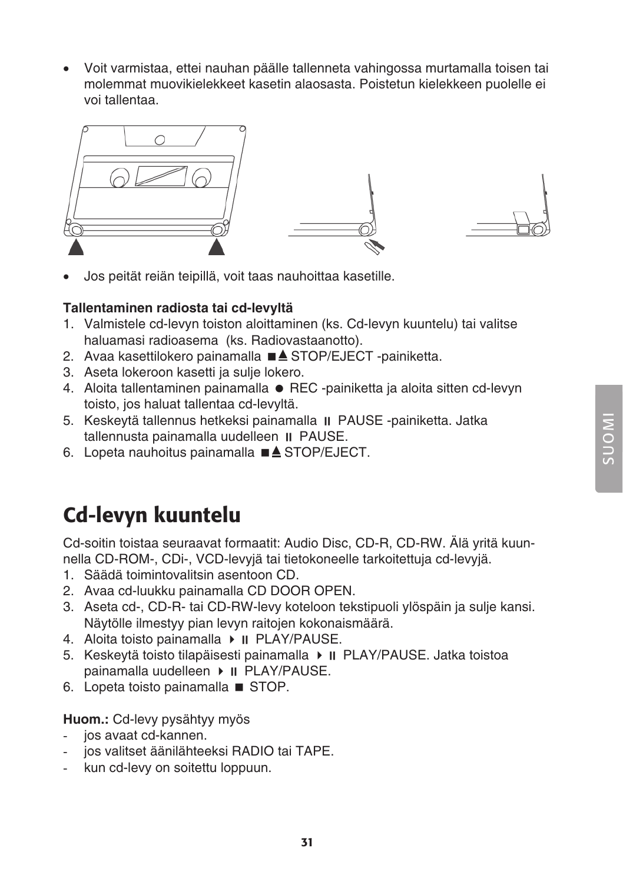- Voit varmistaa, ettei nauhan päälle tallenneta vahingossa murtamalla toisen tai molemmat muovikielekkeet kasetin alaosasta. Poistetun kielekkeen puolelle ei voi tallentaa.

- Jos peität reiän teipillä, voit taas nauhoittaa kasetille.

**Tallentaminen radiosta tai cd-levyltä**

1. Valmistele cd-levyn toiston aloittaminen (ks. Cd-levyn kuuntelu) tai valitse haluamasi radioasema  (ks. Radiovastaanotto).
2. Avaa kasettilokero painamalla ■≜ STOP/EJECT -painiketta.
3. Aseta lokeroon kasetti ja sulje lokero.
4. Aloita tallentaminen painamalla ● REC -painiketta ja aloita sitten cd-levyn toisto, jos haluat tallentaa cd-levyltä.
5. Keskeytä tallennus hetkeksi painamalla ⏸ PAUSE -painiketta. Jatka tallennusta painamalla uudelleen ⏸ PAUSE.
6. Lopeta nauhoitus painamalla ■≜ STOP/EJECT.

# Cd-levyn kuuntelu

Cd-soitin toistaa seuraavat formaatit: Audio Disc, CD-R, CD-RW. Älä yritä kuunnella CD-ROM-, CDi-, VCD-levyjä tai tietokoneelle tarkoitettuja cd-levyjä.

1. Säädä toimintovalitsin asentoon CD.
2. Avaa cd-luukku painamalla CD DOOR OPEN.
3. Aseta cd-, CD-R- tai CD-RW-levy koteloon tekstipuoli ylöspäin ja sulje kansi. Näytölle ilmestyy pian levyn raitojen kokonaismäärä.
4. Aloita toisto painamalla ▶⏸ PLAY/PAUSE.
5. Keskeytä toisto tilapäisesti painamalla ▶⏸ PLAY/PAUSE. Jatka toistoa painamalla uudelleen ▶⏸ PLAY/PAUSE.
6. Lopeta toisto painamalla ■ STOP.

**Huom.:** Cd-levy pysähtyy myös

- jos avaat cd-kannen.
- jos valitset äänilähteeksi RADIO tai TAPE.
- kun cd-levy on soitettu loppuun.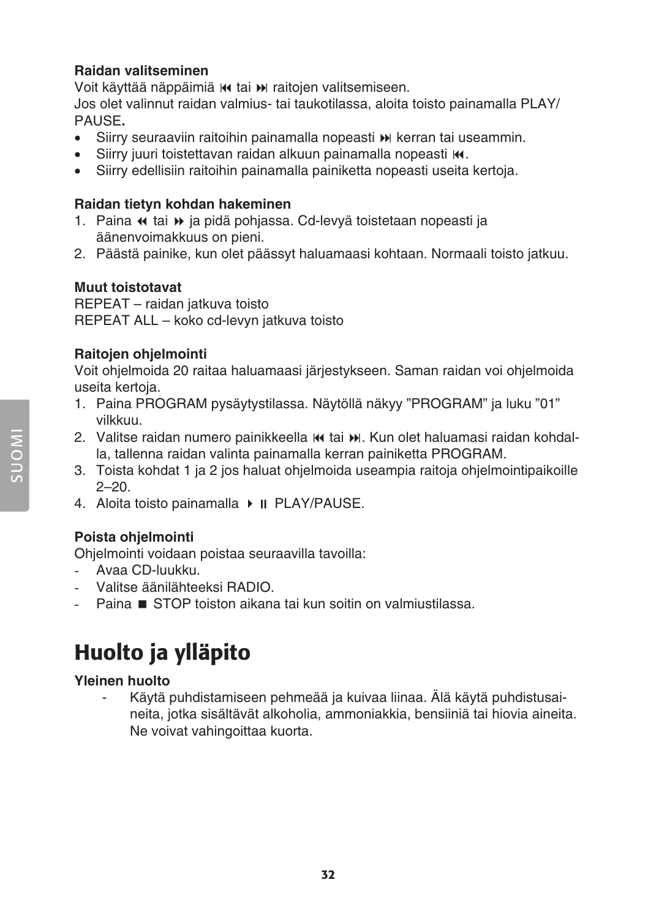**Raidan valitseminen**

Voit käyttää näppäimiä ⏮ tai ⏭ raitojen valitsemiseen.

Jos olet valinnut raidan valmius- tai taukotilassa, aloita toisto painamalla PLAY/PAUSE**.**

- Siirry seuraaviin raitoihin painamalla nopeasti ⏭ kerran tai useammin.
- Siirry juuri toistettavan raidan alkuun painamalla nopeasti ⏮.
- Siirry edellisiin raitoihin painamalla painiketta nopeasti useita kertoja.

**Raidan tietyn kohdan hakeminen**

1. Paina ⏪ tai ⏩ ja pidä pohjassa. Cd-levyä toistetaan nopeasti ja äänenvoimakkuus on pieni.
2. Päästä painike, kun olet päässyt haluamaasi kohtaan. Normaali toisto jatkuu.

**Muut toistotavat**

REPEAT – raidan jatkuva toisto
REPEAT ALL – koko cd-levyn jatkuva toisto

**Raitojen ohjelmointi**

Voit ohjelmoida 20 raitaa haluamaasi järjestykseen. Saman raidan voi ohjelmoida useita kertoja.

1. Paina PROGRAM pysäytystilassa. Näytöllä näkyy ”PROGRAM” ja luku ”01” vilkkuu.
2. Valitse raidan numero painikkeella ⏮ tai ⏭. Kun olet haluamasi raidan kohdalla, tallenna raidan valinta painamalla kerran painiketta PROGRAM.
3. Toista kohdat 1 ja 2 jos haluat ohjelmoida useampia raitoja ohjelmointipaikoille 2–20.
4. Aloita toisto painamalla ▶⏸ PLAY/PAUSE.

**Poista ohjelmointi**

Ohjelmointi voidaan poistaa seuraavilla tavoilla:

- Avaa CD-luukku.
- Valitse äänilähteeksi RADIO.
- Paina ■ STOP toiston aikana tai kun soitin on valmiustilassa.

# Huolto ja ylläpito

**Yleinen huolto**

- Käytä puhdistamiseen pehmeää ja kuivaa liinaa. Älä käytä puhdistusaineita, jotka sisältävät alkoholia, ammoniakkia, bensiiniä tai hiovia aineita. Ne voivat vahingoittaa kuorta.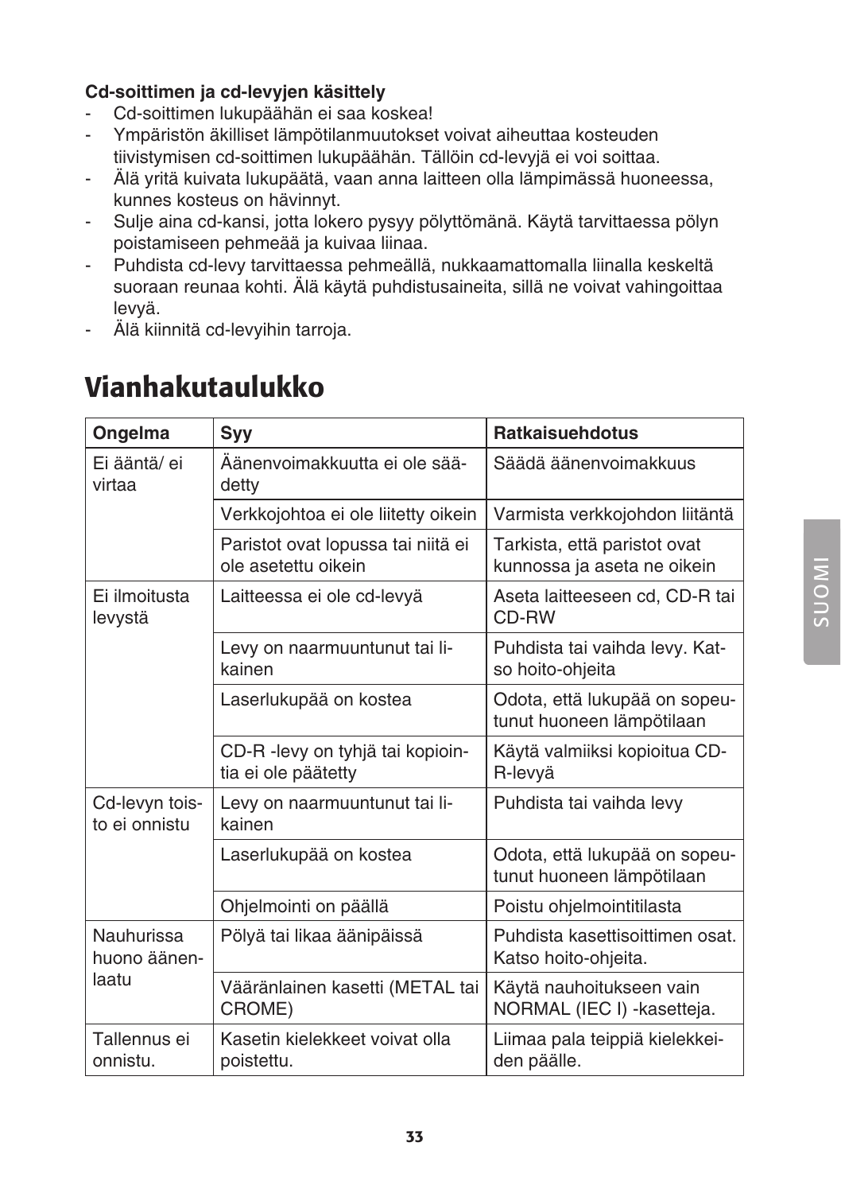**Cd-soittimen ja cd-levyjen käsittely**

- Cd-soittimen lukupäähän ei saa koskea!
- Ympäristön äkilliset lämpötilanmuutokset voivat aiheuttaa kosteuden tiivistymisen cd-soittimen lukupäähän. Tällöin cd-levyjä ei voi soittaa.
- Älä yritä kuivata lukupäätä, vaan anna laitteen olla lämpimässä huoneessa, kunnes kosteus on hävinnyt.
- Sulje aina cd-kansi, jotta lokero pysyy pölyttömänä. Käytä tarvittaessa pölyn poistamiseen pehmeää ja kuivaa liinaa.
- Puhdista cd-levy tarvittaessa pehmeällä, nukkaamattomalla liinalla keskeltä suoraan reunaa kohti. Älä käytä puhdistusaineita, sillä ne voivat vahingoittaa levyä.
- Älä kiinnitä cd-levyihin tarroja.

# Vianhakutaulukko

| Ongelma | Syy | Ratkaisuehdotus |
|---|---|---|
| Ei ääntä/ ei virtaa | Äänenvoimakkuutta ei ole säädetty | Säädä äänenvoimakkuus |
| | Verkkojohtoa ei ole liitetty oikein | Varmista verkkojohdon liitäntä |
| | Paristot ovat lopussa tai niitä ei ole asetettu oikein | Tarkista, että paristot ovat kunnossa ja aseta ne oikein |
| Ei ilmoitusta levystä | Laitteessa ei ole cd-levyä | Aseta laitteeseen cd, CD-R tai CD-RW |
| | Levy on naarmuuntunut tai likainen | Puhdista tai vaihda levy. Katso hoito-ohjeita |
| | Laserlukupää on kostea | Odota, että lukupää on sopeutunut huoneen lämpötilaan |
| | CD-R -levy on tyhjä tai kopiointia ei ole päätetty | Käytä valmiiksi kopioitua CD-R-levyä |
| Cd-levyn toisto ei onnistu | Levy on naarmuuntunut tai likainen | Puhdista tai vaihda levy |
| | Laserlukupää on kostea | Odota, että lukupää on sopeutunut huoneen lämpötilaan |
| | Ohjelmointi on päällä | Poistu ohjelmointitilasta |
| Nauhurissa huono äänenlaatu | Pölyä tai likaa äänipäissä | Puhdista kasettisoittimen osat. Katso hoito-ohjeita. |
| | Vääränlainen kasetti (METAL tai CROME) | Käytä nauhoitukseen vain NORMAL (IEC I) -kasetteja. |
| Tallennus ei onnistu. | Kasetin kielekkeet voivat olla poistettu. | Liimaa pala teippiä kielekkeiden päälle. |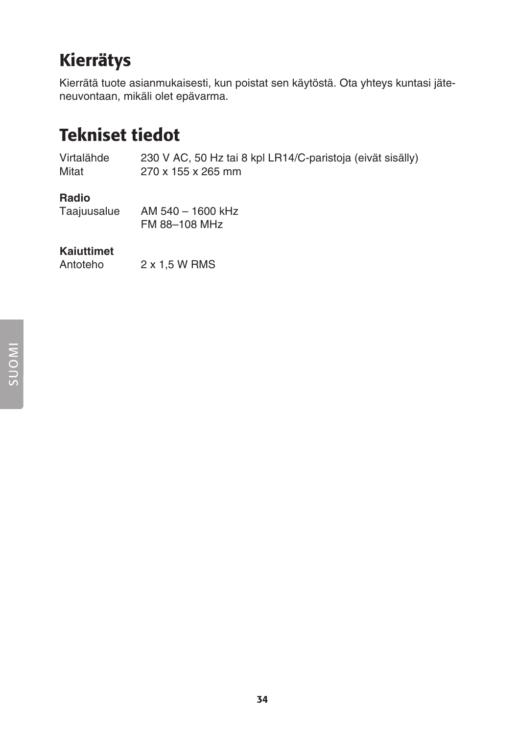## Kierrätys

Kierrätä tuote asianmukaisesti, kun poistat sen käytöstä. Ota yhteys kuntasi jäteneuvontaan, mikäli olet epävarma.

## Tekniset tiedot

| | |
|---|---|
| Virtalähde | 230 V AC, 50 Hz tai 8 kpl LR14/C-paristoja (eivät sisälly) |
| Mitat | 270 x 155 x 265 mm |

**Radio**

| | |
|---|---|
| Taajuusalue | AM 540 – 1600 kHz<br>FM 88–108 MHz |

**Kaiuttimet**

| | |
|---|---|
| Antoteho | 2 x 1,5 W RMS |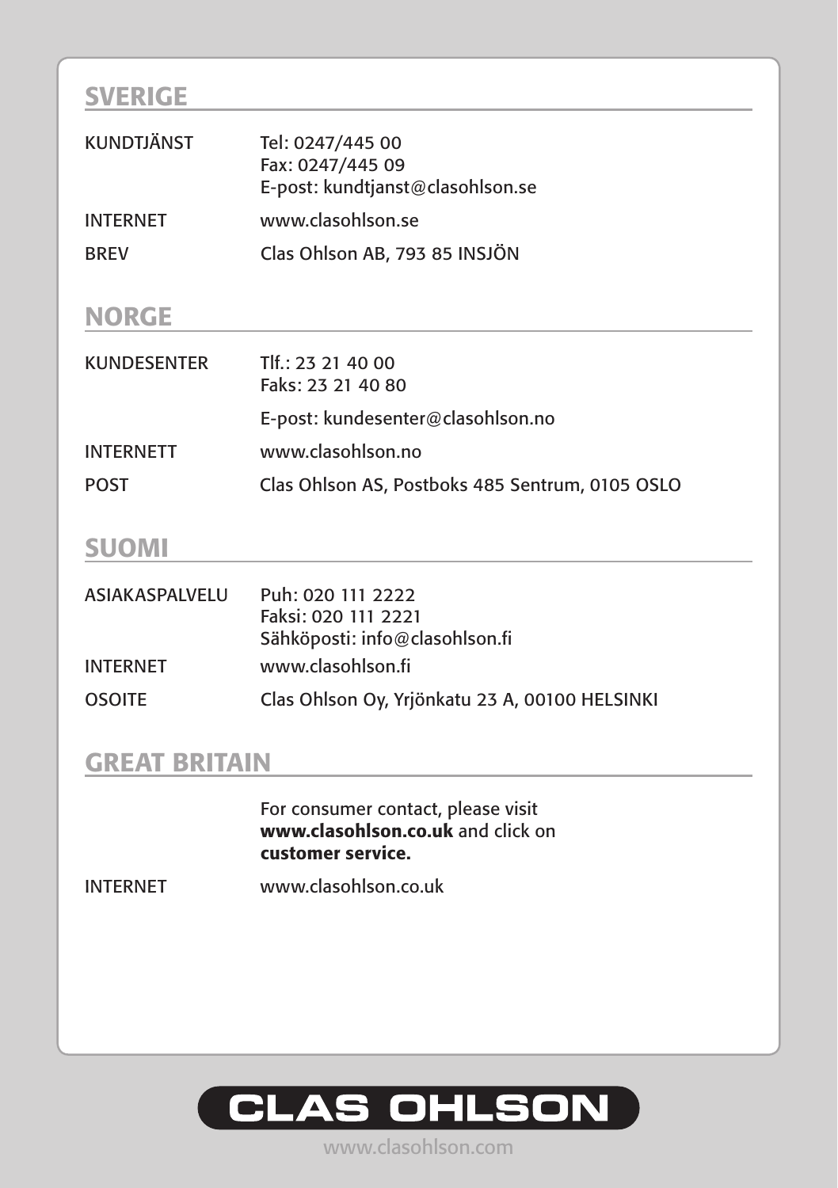## SVERIGE

| | |
|---|---|
| KUNDTJÄNST | Tel: 0247/445 00<br>Fax: 0247/445 09<br>E-post: kundtjanst@clasohlson.se |
| INTERNET | www.clasohlson.se |
| BREV | Clas Ohlson AB, 793 85 INSJÖN |

## NORGE

| | |
|---|---|
| KUNDESENTER | Tlf.: 23 21 40 00<br>Faks: 23 21 40 80 |
| | E-post: kundesenter@clasohlson.no |
| INTERNETT | www.clasohlson.no |
| POST | Clas Ohlson AS, Postboks 485 Sentrum, 0105 OSLO |

## SUOMI

| | |
|---|---|
| ASIAKASPALVELU | Puh: 020 111 2222<br>Faksi: 020 111 2221<br>Sähköposti: info@clasohlson.fi |
| INTERNET | www.clasohlson.fi |
| OSOITE | Clas Ohlson Oy, Yrjönkatu 23 A, 00100 HELSINKI |

## GREAT BRITAIN

| | |
|---|---|
| | For consumer contact, please visit **www.clasohlson.co.uk** and click on **customer service.** |
| INTERNET | www.clasohlson.co.uk |

CLAS OHLSON

www.clasohlson.com